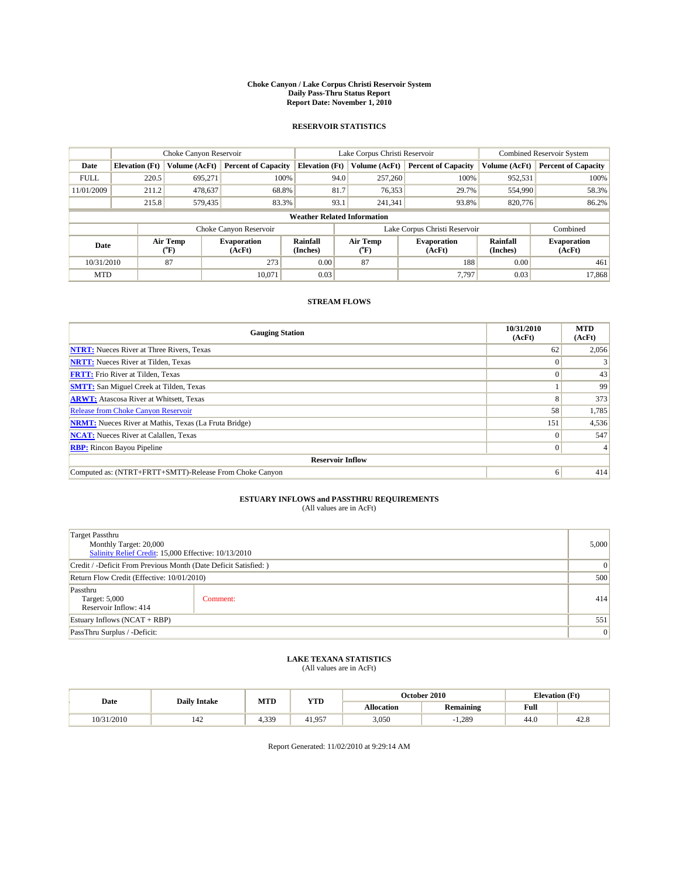# Choke Canyon / Lake Corpus Christi Reservoir System
## Daily Pass-Thru Status Report
## Report Date: November 1, 2010

### RESERVOIR STATISTICS

| | Choke Canyon Reservoir | | | Lake Corpus Christi Reservoir | | | Combined Reservoir System | |
|---|---|---|---|---|---|---|---|---|
| Date | Elevation (Ft) | Volume (AcFt) | Percent of Capacity | Elevation (Ft) | Volume (AcFt) | Percent of Capacity | Volume (AcFt) | Percent of Capacity |
| FULL | 220.5 | 695,271 | 100% | 94.0 | 257,260 | 100% | 952,531 | 100% |
| 11/01/2009 | 211.2 | 478,637 | 68.8% | 81.7 | 76,353 | 29.7% | 554,990 | 58.3% |
| | 215.8 | 579,435 | 83.3% | 93.1 | 241,341 | 93.8% | 820,776 | 86.2% |

**Weather Related Information**

| | Choke Canyon Reservoir | | | Lake Corpus Christi Reservoir | | | Combined |
|---|---|---|---|---|---|---|---|
| Date | Air Temp (°F) | Evaporation (AcFt) | Rainfall (Inches) | Air Temp (°F) | Evaporation (AcFt) | Rainfall (Inches) | Evaporation (AcFt) |
| 10/31/2010 | 87 | 273 | 0.00 | 87 | 188 | 0.00 | 461 |
| MTD | | 10,071 | 0.03 | | 7,797 | 0.03 | 17,868 |

### STREAM FLOWS

| Gauging Station | 10/31/2010 (AcFt) | MTD (AcFt) |
|---|---|---|
| NTRT: Nueces River at Three Rivers, Texas | 62 | 2,056 |
| NRTT: Nueces River at Tilden, Texas | 0 | 3 |
| FRTT: Frio River at Tilden, Texas | 0 | 43 |
| SMTT: San Miguel Creek at Tilden, Texas | 1 | 99 |
| ARWT: Atascosa River at Whitsett, Texas | 8 | 373 |
| Release from Choke Canyon Reservoir | 58 | 1,785 |
| NRMT: Nueces River at Mathis, Texas (La Fruta Bridge) | 151 | 4,536 |
| NCAT: Nueces River at Calallen, Texas | 0 | 547 |
| RBP: Rincon Bayou Pipeline | 0 | 4 |
| **Reservoir Inflow** | | |
| Computed as: (NTRT+FRTT+SMTT)-Release From Choke Canyon | 6 | 414 |

### ESTUARY INFLOWS and PASSTHRU REQUIREMENTS
(All values are in AcFt)

| | | |
|---|---|---|
| Target Passthru<br>Monthly Target: 20,000<br>Salinity Relief Credit: 15,000 Effective: 10/13/2010 | | 5,000 |
| Credit / -Deficit From Previous Month (Date Deficit Satisfied: ) | | 0 |
| Return Flow Credit (Effective: 10/01/2010) | | 500 |
| Passthru<br>Target: 5,000<br>Reservoir Inflow: 414 | Comment: | 414 |
| Estuary Inflows (NCAT + RBP) | | 551 |
| PassThru Surplus / -Deficit: | | 0 |

### LAKE TEXANA STATISTICS
(All values are in AcFt)

| Date | Daily Intake | MTD | YTD | October 2010 | | Elevation (Ft) | |
|---|---|---|---|---|---|---|---|
| | | | | Allocation | Remaining | Full | |
| 10/31/2010 | 142 | 4,339 | 41,957 | 3,050 | -1,289 | 44.0 | 42.8 |

Report Generated: 11/02/2010 at 9:29:14 AM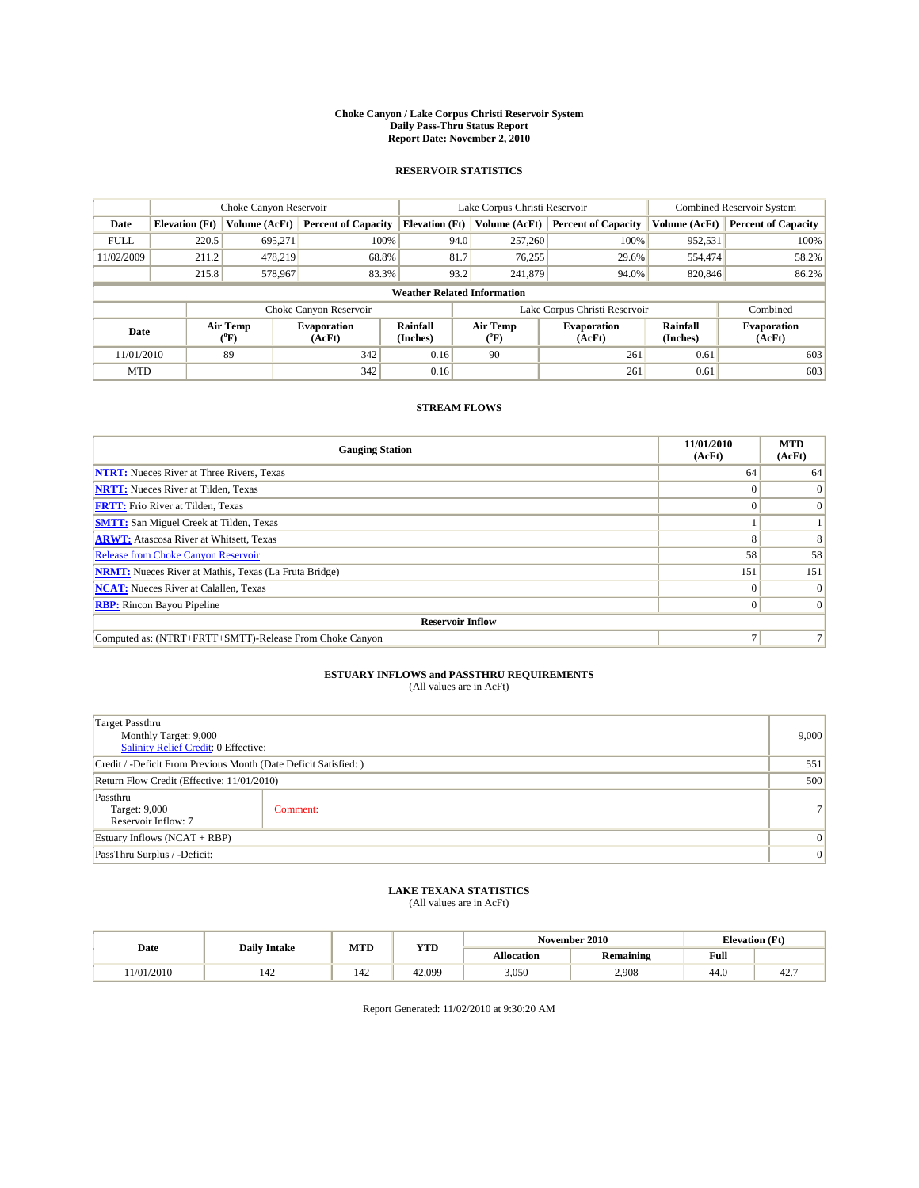# Choke Canyon / Lake Corpus Christi Reservoir System
## Daily Pass-Thru Status Report
## Report Date: November 2, 2010

### RESERVOIR STATISTICS

| | Choke Canyon Reservoir | | | Lake Corpus Christi Reservoir | | | Combined Reservoir System | |
|---|---|---|---|---|---|---|---|---|
| Date | Elevation (Ft) | Volume (AcFt) | Percent of Capacity | Elevation (Ft) | Volume (AcFt) | Percent of Capacity | Volume (AcFt) | Percent of Capacity |
| FULL | 220.5 | 695,271 | 100% | 94.0 | 257,260 | 100% | 952,531 | 100% |
| 11/02/2009 | 211.2 | 478,219 | 68.8% | 81.7 | 76,255 | 29.6% | 554,474 | 58.2% |
| | 215.8 | 578,967 | 83.3% | 93.2 | 241,879 | 94.0% | 820,846 | 86.2% |

**Weather Related Information**

| | Choke Canyon Reservoir | | | Lake Corpus Christi Reservoir | | | Combined |
|---|---|---|---|---|---|---|---|
| Date | Air Temp (°F) | Evaporation (AcFt) | Rainfall (Inches) | Air Temp (°F) | Evaporation (AcFt) | Rainfall (Inches) | Evaporation (AcFt) |
| 11/01/2010 | 89 | 342 | 0.16 | 90 | 261 | 0.61 | 603 |
| MTD | | 342 | 0.16 | | 261 | 0.61 | 603 |

### STREAM FLOWS

| Gauging Station | 11/01/2010 (AcFt) | MTD (AcFt) |
|---|---|---|
| **NTRT:** Nueces River at Three Rivers, Texas | 64 | 64 |
| **NRTT:** Nueces River at Tilden, Texas | 0 | 0 |
| **FRTT:** Frio River at Tilden, Texas | 0 | 0 |
| **SMTT:** San Miguel Creek at Tilden, Texas | 1 | 1 |
| **ARWT:** Atascosa River at Whitsett, Texas | 8 | 8 |
| Release from Choke Canyon Reservoir | 58 | 58 |
| **NRMT:** Nueces River at Mathis, Texas (La Fruta Bridge) | 151 | 151 |
| **NCAT:** Nueces River at Calallen, Texas | 0 | 0 |
| **RBP:** Rincon Bayou Pipeline | 0 | 0 |
| **Reservoir Inflow** | | |
| Computed as: (NTRT+FRTT+SMTT)-Release From Choke Canyon | 7 | 7 |

### ESTUARY INFLOWS and PASSTHRU REQUIREMENTS
(All values are in AcFt)

| | | |
|---|---|---|
| Target Passthru<br>Monthly Target: 9,000<br>Salinity Relief Credit: 0 Effective: | | 9,000 |
| Credit / -Deficit From Previous Month (Date Deficit Satisfied: ) | | 551 |
| Return Flow Credit (Effective: 11/01/2010) | | 500 |
| Passthru<br>Target: 9,000<br>Reservoir Inflow: 7 | Comment: | 7 |
| Estuary Inflows (NCAT + RBP) | | 0 |
| PassThru Surplus / -Deficit: | | 0 |

### LAKE TEXANA STATISTICS
(All values are in AcFt)

| Date | Daily Intake | MTD | YTD | November 2010 | | Elevation (Ft) | |
|---|---|---|---|---|---|---|---|
| | | | | Allocation | Remaining | Full | |
| 11/01/2010 | 142 | 142 | 42,099 | 3,050 | 2,908 | 44.0 | 42.7 |

Report Generated: 11/02/2010 at 9:30:20 AM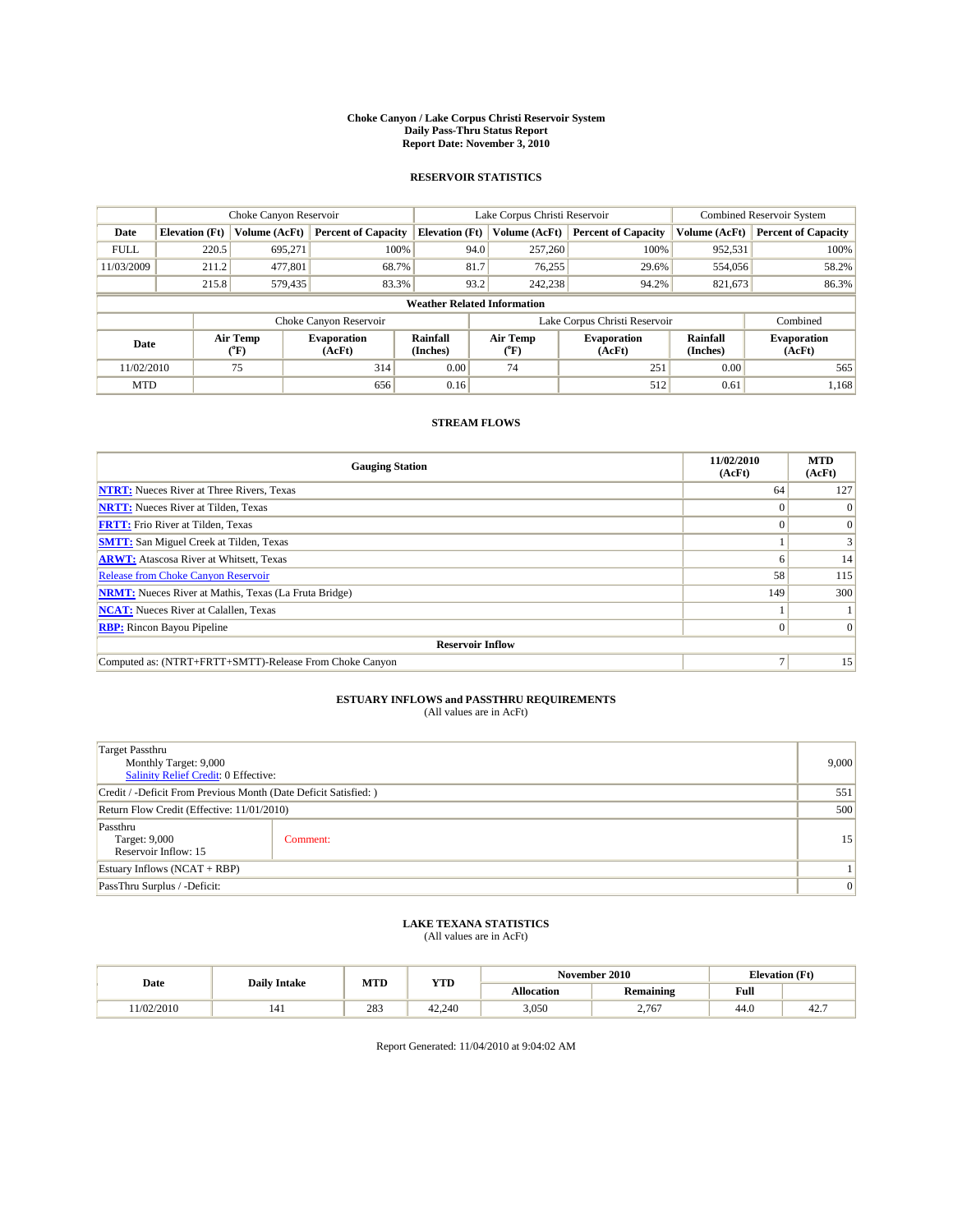# Choke Canyon / Lake Corpus Christi Reservoir System
## Daily Pass-Thru Status Report
## Report Date: November 3, 2010

### RESERVOIR STATISTICS

| | Choke Canyon Reservoir | | | Lake Corpus Christi Reservoir | | | Combined Reservoir System | |
|---|---|---|---|---|---|---|---|---|
| Date | Elevation (Ft) | Volume (AcFt) | Percent of Capacity | Elevation (Ft) | Volume (AcFt) | Percent of Capacity | Volume (AcFt) | Percent of Capacity |
| FULL | 220.5 | 695,271 | 100% | 94.0 | 257,260 | 100% | 952,531 | 100% |
| 11/03/2009 | 211.2 | 477,801 | 68.7% | 81.7 | 76,255 | 29.6% | 554,056 | 58.2% |
| | 215.8 | 579,435 | 83.3% | 93.2 | 242,238 | 94.2% | 821,673 | 86.3% |

**Weather Related Information**

| | Choke Canyon Reservoir | | | Lake Corpus Christi Reservoir | | | Combined |
|---|---|---|---|---|---|---|---|
| Date | Air Temp (°F) | Evaporation (AcFt) | Rainfall (Inches) | Air Temp (°F) | Evaporation (AcFt) | Rainfall (Inches) | Evaporation (AcFt) |
| 11/02/2010 | 75 | 314 | 0.00 | 74 | 251 | 0.00 | 565 |
| MTD | | 656 | 0.16 | | 512 | 0.61 | 1,168 |

### STREAM FLOWS

| Gauging Station | 11/02/2010 (AcFt) | MTD (AcFt) |
|---|---|---|
| NTRT: Nueces River at Three Rivers, Texas | 64 | 127 |
| NRTT: Nueces River at Tilden, Texas | 0 | 0 |
| FRTT: Frio River at Tilden, Texas | 0 | 0 |
| SMTT: San Miguel Creek at Tilden, Texas | 1 | 3 |
| ARWT: Atascosa River at Whitsett, Texas | 6 | 14 |
| Release from Choke Canyon Reservoir | 58 | 115 |
| NRMT: Nueces River at Mathis, Texas (La Fruta Bridge) | 149 | 300 |
| NCAT: Nueces River at Calallen, Texas | 1 | 1 |
| RBP: Rincon Bayou Pipeline | 0 | 0 |
| **Reservoir Inflow** | | |
| Computed as: (NTRT+FRTT+SMTT)-Release From Choke Canyon | 7 | 15 |

### ESTUARY INFLOWS and PASSTHRU REQUIREMENTS
(All values are in AcFt)

| | | |
|---|---|---|
| Target Passthru<br>Monthly Target: 9,000<br>Salinity Relief Credit: 0 Effective: | | 9,000 |
| Credit / -Deficit From Previous Month (Date Deficit Satisfied: ) | | 551 |
| Return Flow Credit (Effective: 11/01/2010) | | 500 |
| Passthru<br>Target: 9,000<br>Reservoir Inflow: 15 | Comment: | 15 |
| Estuary Inflows (NCAT + RBP) | | 1 |
| PassThru Surplus / -Deficit: | | 0 |

### LAKE TEXANA STATISTICS
(All values are in AcFt)

| Date | Daily Intake | MTD | YTD | November 2010 | | Elevation (Ft) | |
|---|---|---|---|---|---|---|---|
| | | | | Allocation | Remaining | Full | |
| 11/02/2010 | 141 | 283 | 42,240 | 3,050 | 2,767 | 44.0 | 42.7 |

Report Generated: 11/04/2010 at 9:04:02 AM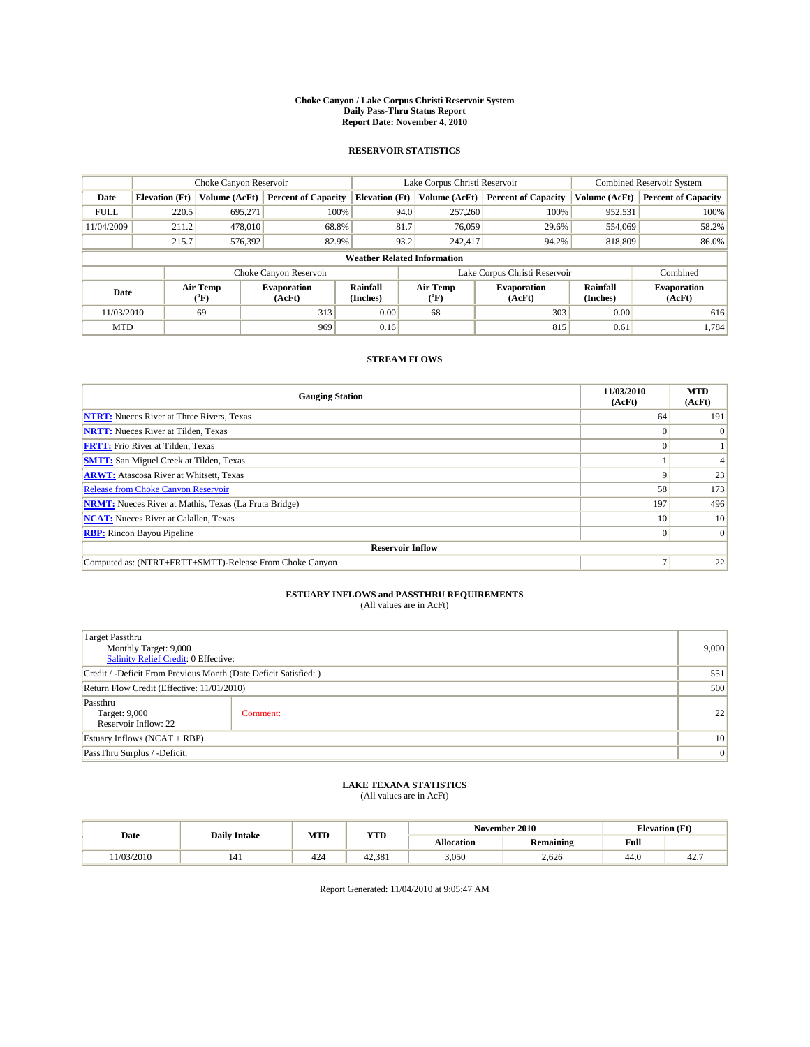**Choke Canyon / Lake Corpus Christi Reservoir System**
**Daily Pass-Thru Status Report**
**Report Date: November 4, 2010**

## RESERVOIR STATISTICS

| | Choke Canyon Reservoir | | | Lake Corpus Christi Reservoir | | | Combined Reservoir System | |
|---|---|---|---|---|---|---|---|---|
| Date | Elevation (Ft) | Volume (AcFt) | Percent of Capacity | Elevation (Ft) | Volume (AcFt) | Percent of Capacity | Volume (AcFt) | Percent of Capacity |
| FULL | 220.5 | 695,271 | 100% | 94.0 | 257,260 | 100% | 952,531 | 100% |
| 11/04/2009 | 211.2 | 478,010 | 68.8% | 81.7 | 76,059 | 29.6% | 554,069 | 58.2% |
| | 215.7 | 576,392 | 82.9% | 93.2 | 242,417 | 94.2% | 818,809 | 86.0% |

**Weather Related Information**

| | Choke Canyon Reservoir | | | Lake Corpus Christi Reservoir | | | Combined |
|---|---|---|---|---|---|---|---|
| Date | Air Temp (°F) | Evaporation (AcFt) | Rainfall (Inches) | Air Temp (°F) | Evaporation (AcFt) | Rainfall (Inches) | Evaporation (AcFt) |
| 11/03/2010 | 69 | 313 | 0.00 | 68 | 303 | 0.00 | 616 |
| MTD | | 969 | 0.16 | | 815 | 0.61 | 1,784 |

## STREAM FLOWS

| Gauging Station | 11/03/2010 (AcFt) | MTD (AcFt) |
|---|---|---|
| NTRT: Nueces River at Three Rivers, Texas | 64 | 191 |
| NRTT: Nueces River at Tilden, Texas | 0 | 0 |
| FRTT: Frio River at Tilden, Texas | 0 | 1 |
| SMTT: San Miguel Creek at Tilden, Texas | 1 | 4 |
| ARWT: Atascosa River at Whitsett, Texas | 9 | 23 |
| Release from Choke Canyon Reservoir | 58 | 173 |
| NRMT: Nueces River at Mathis, Texas (La Fruta Bridge) | 197 | 496 |
| NCAT: Nueces River at Calallen, Texas | 10 | 10 |
| RBP: Rincon Bayou Pipeline | 0 | 0 |
| **Reservoir Inflow** | | |
| Computed as: (NTRT+FRTT+SMTT)-Release From Choke Canyon | 7 | 22 |

## ESTUARY INFLOWS and PASSTHRU REQUIREMENTS
(All values are in AcFt)

| | | |
|---|---|---|
| Target Passthru<br>Monthly Target: 9,000<br>Salinity Relief Credit: 0 Effective: | | 9,000 |
| Credit / -Deficit From Previous Month (Date Deficit Satisfied: ) | | 551 |
| Return Flow Credit (Effective: 11/01/2010) | | 500 |
| Passthru<br>Target: 9,000<br>Reservoir Inflow: 22 | Comment: | 22 |
| Estuary Inflows (NCAT + RBP) | | 10 |
| PassThru Surplus / -Deficit: | | 0 |

## LAKE TEXANA STATISTICS
(All values are in AcFt)

| Date | Daily Intake | MTD | YTD | November 2010 | | Elevation (Ft) | |
|---|---|---|---|---|---|---|---|
| | | | | Allocation | Remaining | Full | |
| 11/03/2010 | 141 | 424 | 42,381 | 3,050 | 2,626 | 44.0 | 42.7 |

Report Generated: 11/04/2010 at 9:05:47 AM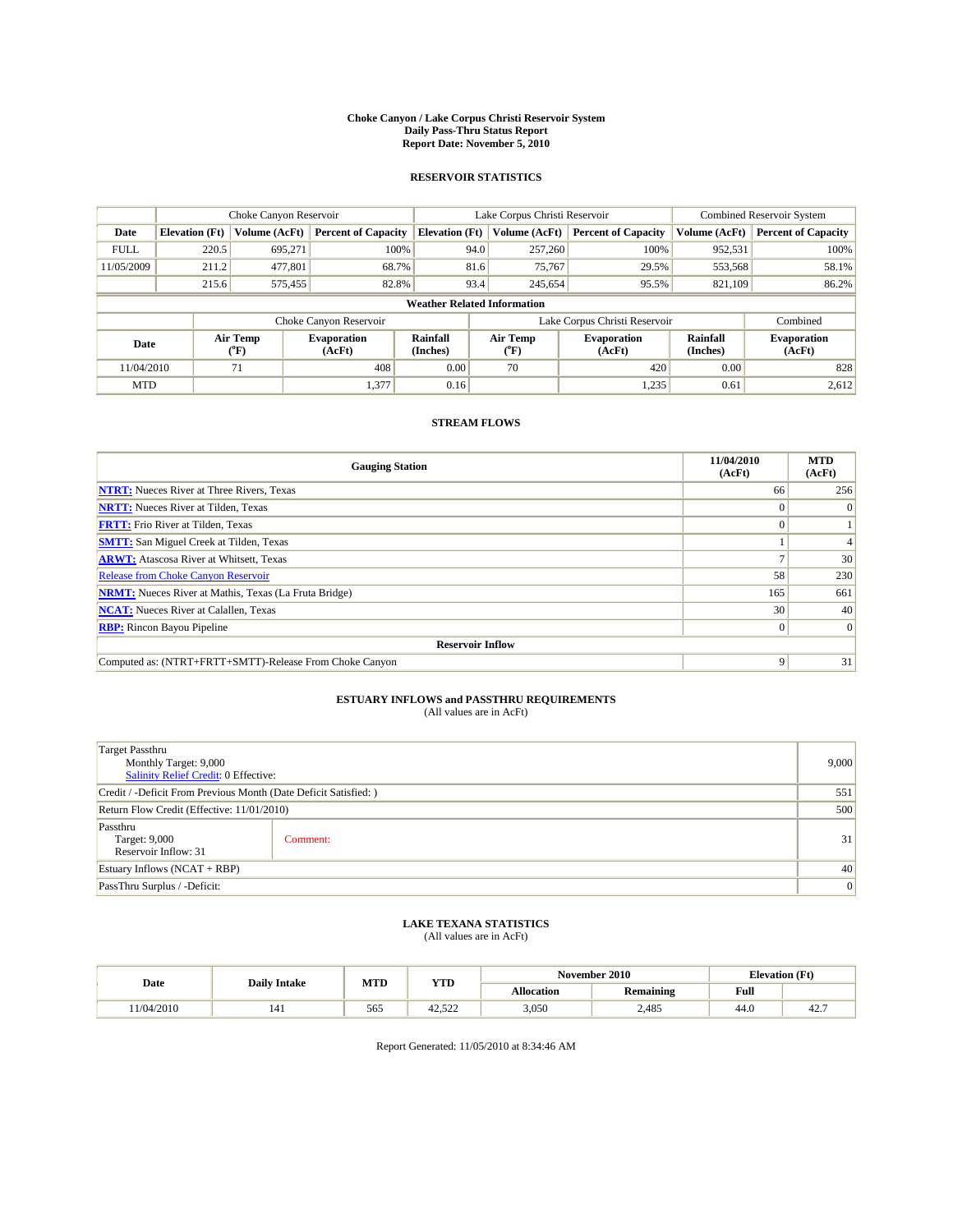# Choke Canyon / Lake Corpus Christi Reservoir System
## Daily Pass-Thru Status Report
### Report Date: November 5, 2010

## RESERVOIR STATISTICS

| | Choke Canyon Reservoir | | | Lake Corpus Christi Reservoir | | | Combined Reservoir System | |
|---|---|---|---|---|---|---|---|---|
| Date | Elevation (Ft) | Volume (AcFt) | Percent of Capacity | Elevation (Ft) | Volume (AcFt) | Percent of Capacity | Volume (AcFt) | Percent of Capacity |
| FULL | 220.5 | 695,271 | 100% | 94.0 | 257,260 | 100% | 952,531 | 100% |
| 11/05/2009 | 211.2 | 477,801 | 68.7% | 81.6 | 75,767 | 29.5% | 553,568 | 58.1% |
| | 215.6 | 575,455 | 82.8% | 93.4 | 245,654 | 95.5% | 821,109 | 86.2% |

**Weather Related Information**

| | Choke Canyon Reservoir | | | Lake Corpus Christi Reservoir | | | Combined |
|---|---|---|---|---|---|---|---|
| Date | Air Temp (°F) | Evaporation (AcFt) | Rainfall (Inches) | Air Temp (°F) | Evaporation (AcFt) | Rainfall (Inches) | Evaporation (AcFt) |
| 11/04/2010 | 71 | 408 | 0.00 | 70 | 420 | 0.00 | 828 |
| MTD | | 1,377 | 0.16 | | 1,235 | 0.61 | 2,612 |

## STREAM FLOWS

| Gauging Station | 11/04/2010 (AcFt) | MTD (AcFt) |
|---|---|---|
| NTRT: Nueces River at Three Rivers, Texas | 66 | 256 |
| NRTT: Nueces River at Tilden, Texas | 0 | 0 |
| FRTT: Frio River at Tilden, Texas | 0 | 1 |
| SMTT: San Miguel Creek at Tilden, Texas | 1 | 4 |
| ARWT: Atascosa River at Whitsett, Texas | 7 | 30 |
| Release from Choke Canyon Reservoir | 58 | 230 |
| NRMT: Nueces River at Mathis, Texas (La Fruta Bridge) | 165 | 661 |
| NCAT: Nueces River at Calallen, Texas | 30 | 40 |
| RBP: Rincon Bayou Pipeline | 0 | 0 |
| **Reservoir Inflow** | | |
| Computed as: (NTRT+FRTT+SMTT)-Release From Choke Canyon | 9 | 31 |

## ESTUARY INFLOWS and PASSTHRU REQUIREMENTS
(All values are in AcFt)

| | | |
|---|---|---|
| Target Passthru<br>Monthly Target: 9,000<br>Salinity Relief Credit: 0 Effective: | | 9,000 |
| Credit / -Deficit From Previous Month (Date Deficit Satisfied: ) | | 551 |
| Return Flow Credit (Effective: 11/01/2010) | | 500 |
| Passthru<br>Target: 9,000<br>Reservoir Inflow: 31 | Comment: | 31 |
| Estuary Inflows (NCAT + RBP) | | 40 |
| PassThru Surplus / -Deficit: | | 0 |

## LAKE TEXANA STATISTICS
(All values are in AcFt)

| Date | Daily Intake | MTD | YTD | November 2010 | | Elevation (Ft) | |
|---|---|---|---|---|---|---|---|
| | | | | Allocation | Remaining | Full | |
| 11/04/2010 | 141 | 565 | 42,522 | 3,050 | 2,485 | 44.0 | 42.7 |

Report Generated: 11/05/2010 at 8:34:46 AM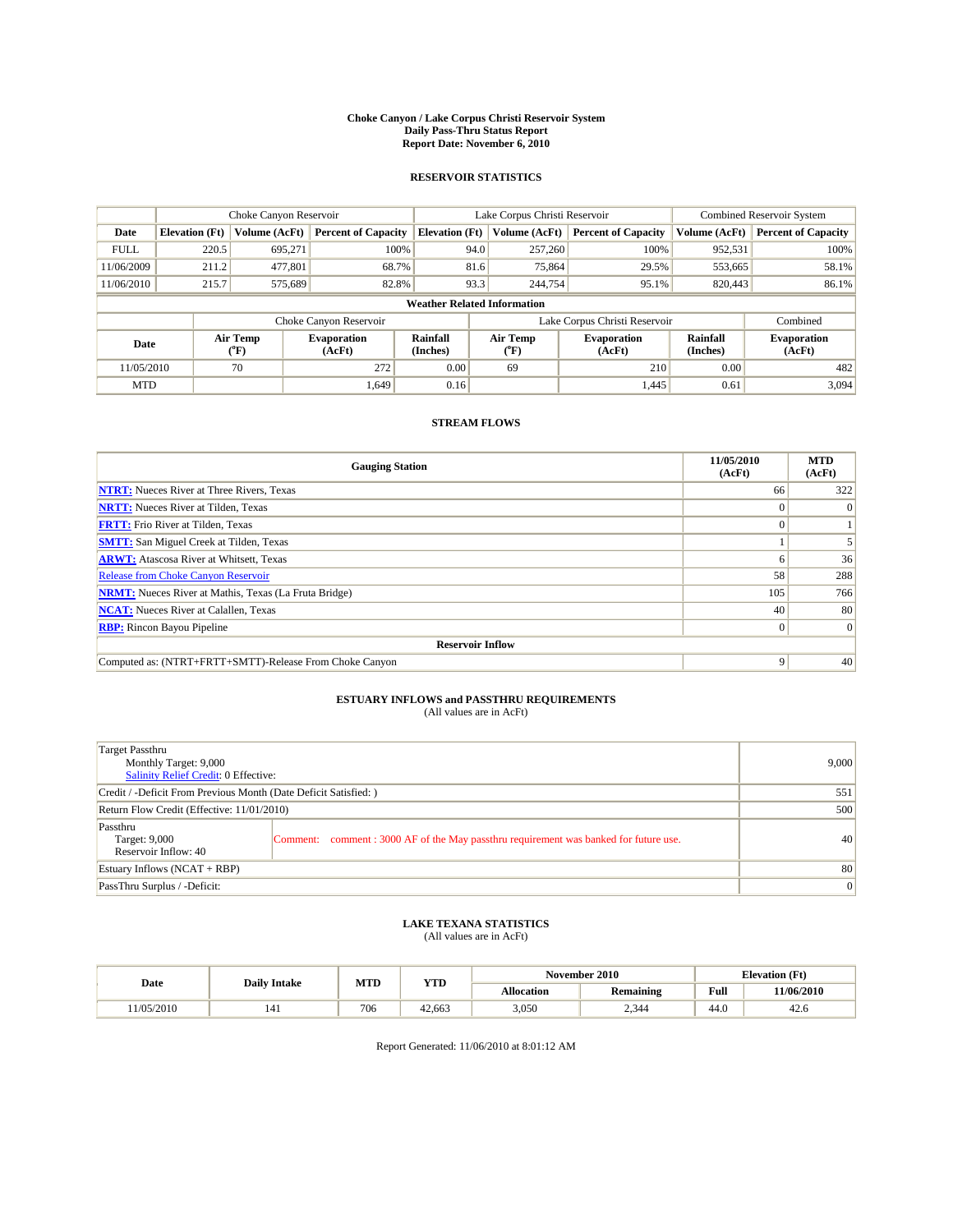# Choke Canyon / Lake Corpus Christi Reservoir System
## Daily Pass-Thru Status Report
## Report Date: November 6, 2010

### RESERVOIR STATISTICS

| | Choke Canyon Reservoir | | | Lake Corpus Christi Reservoir | | | Combined Reservoir System | |
|---|---|---|---|---|---|---|---|---|
| Date | Elevation (Ft) | Volume (AcFt) | Percent of Capacity | Elevation (Ft) | Volume (AcFt) | Percent of Capacity | Volume (AcFt) | Percent of Capacity |
| FULL | 220.5 | 695,271 | 100% | 94.0 | 257,260 | 100% | 952,531 | 100% |
| 11/06/2009 | 211.2 | 477,801 | 68.7% | 81.6 | 75,864 | 29.5% | 553,665 | 58.1% |
| 11/06/2010 | 215.7 | 575,689 | 82.8% | 93.3 | 244,754 | 95.1% | 820,443 | 86.1% |

**Weather Related Information**

| | Choke Canyon Reservoir | | | Lake Corpus Christi Reservoir | | | Combined |
|---|---|---|---|---|---|---|---|
| Date | Air Temp (°F) | Evaporation (AcFt) | Rainfall (Inches) | Air Temp (°F) | Evaporation (AcFt) | Rainfall (Inches) | Evaporation (AcFt) |
| 11/05/2010 | 70 | 272 | 0.00 | 69 | 210 | 0.00 | 482 |
| MTD | | 1,649 | 0.16 | | 1,445 | 0.61 | 3,094 |

### STREAM FLOWS

| Gauging Station | 11/05/2010 (AcFt) | MTD (AcFt) |
|---|---|---|
| NTRT: Nueces River at Three Rivers, Texas | 66 | 322 |
| NRTT: Nueces River at Tilden, Texas | 0 | 0 |
| FRTT: Frio River at Tilden, Texas | 0 | 1 |
| SMTT: San Miguel Creek at Tilden, Texas | 1 | 5 |
| ARWT: Atascosa River at Whitsett, Texas | 6 | 36 |
| Release from Choke Canyon Reservoir | 58 | 288 |
| NRMT: Nueces River at Mathis, Texas (La Fruta Bridge) | 105 | 766 |
| NCAT: Nueces River at Calallen, Texas | 40 | 80 |
| RBP: Rincon Bayou Pipeline | 0 | 0 |
| **Reservoir Inflow** | | |
| Computed as: (NTRT+FRTT+SMTT)-Release From Choke Canyon | 9 | 40 |

### ESTUARY INFLOWS and PASSTHRU REQUIREMENTS
(All values are in AcFt)

| | | |
|---|---|---|
| Target Passthru<br>Monthly Target: 9,000<br>Salinity Relief Credit: 0 Effective: | | 9,000 |
| Credit / -Deficit From Previous Month (Date Deficit Satisfied: ) | | 551 |
| Return Flow Credit (Effective: 11/01/2010) | | 500 |
| Passthru<br>Target: 9,000<br>Reservoir Inflow: 40 | Comment: comment : 3000 AF of the May passthru requirement was banked for future use. | 40 |
| Estuary Inflows (NCAT + RBP) | | 80 |
| PassThru Surplus / -Deficit: | | 0 |

### LAKE TEXANA STATISTICS
(All values are in AcFt)

| Date | Daily Intake | MTD | YTD | November 2010 | | Elevation (Ft) | |
|---|---|---|---|---|---|---|---|
| | | | | Allocation | Remaining | Full | 11/06/2010 |
| 11/05/2010 | 141 | 706 | 42,663 | 3,050 | 2,344 | 44.0 | 42.6 |

Report Generated: 11/06/2010 at 8:01:12 AM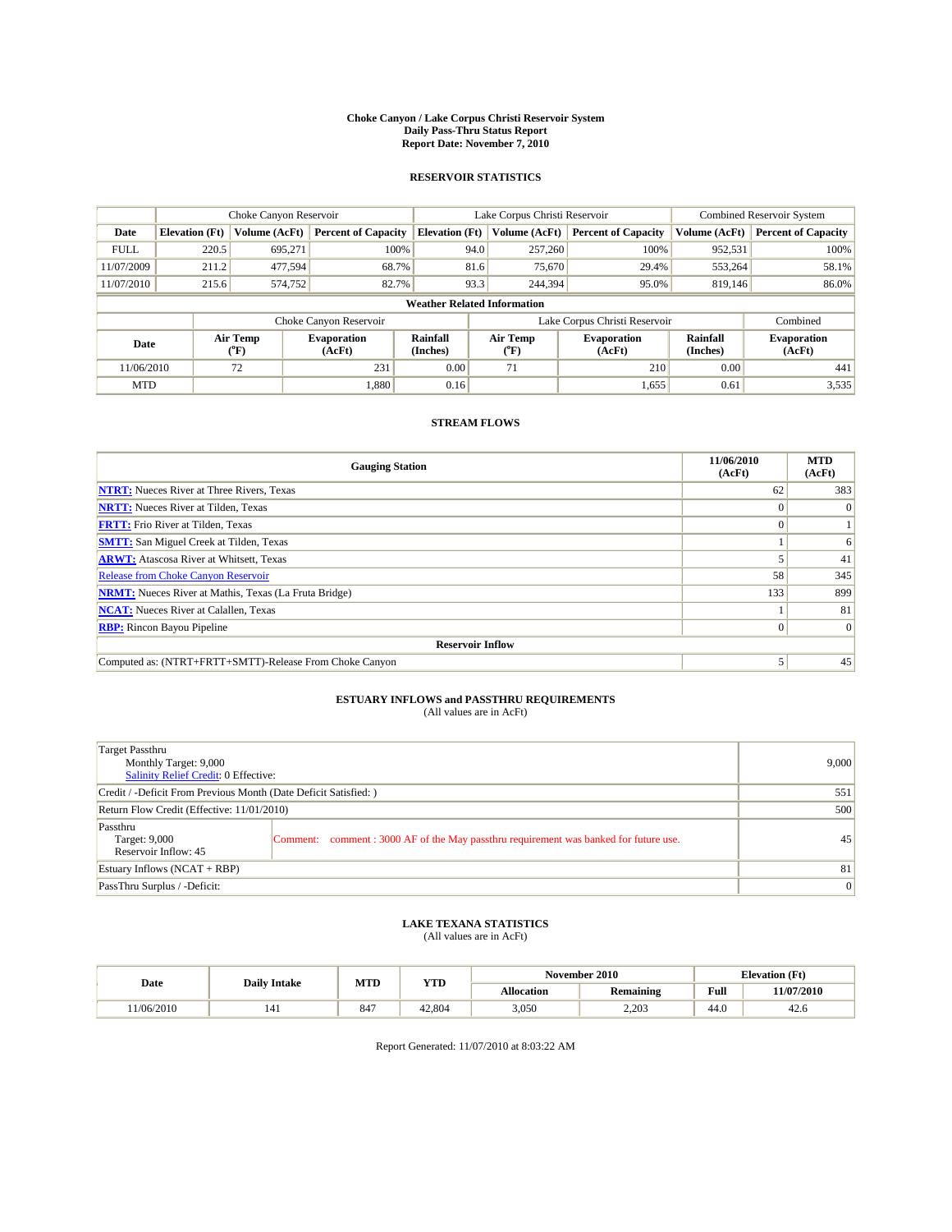# Choke Canyon / Lake Corpus Christi Reservoir System
## Daily Pass-Thru Status Report
### Report Date: November 7, 2010

## RESERVOIR STATISTICS

| | Choke Canyon Reservoir | | | Lake Corpus Christi Reservoir | | | Combined Reservoir System | |
|---|---|---|---|---|---|---|---|---|
| Date | Elevation (Ft) | Volume (AcFt) | Percent of Capacity | Elevation (Ft) | Volume (AcFt) | Percent of Capacity | Volume (AcFt) | Percent of Capacity |
| FULL | 220.5 | 695,271 | 100% | 94.0 | 257,260 | 100% | 952,531 | 100% |
| 11/07/2009 | 211.2 | 477,594 | 68.7% | 81.6 | 75,670 | 29.4% | 553,264 | 58.1% |
| 11/07/2010 | 215.6 | 574,752 | 82.7% | 93.3 | 244,394 | 95.0% | 819,146 | 86.0% |

**Weather Related Information**

| | Choke Canyon Reservoir | | | Lake Corpus Christi Reservoir | | | Combined |
|---|---|---|---|---|---|---|---|
| Date | Air Temp (°F) | Evaporation (AcFt) | Rainfall (Inches) | Air Temp (°F) | Evaporation (AcFt) | Rainfall (Inches) | Evaporation (AcFt) |
| 11/06/2010 | 72 | 231 | 0.00 | 71 | 210 | 0.00 | 441 |
| MTD | | 1,880 | 0.16 | | 1,655 | 0.61 | 3,535 |

## STREAM FLOWS

| Gauging Station | 11/06/2010 (AcFt) | MTD (AcFt) |
|---|---|---|
| NTRT: Nueces River at Three Rivers, Texas | 62 | 383 |
| NRTT: Nueces River at Tilden, Texas | 0 | 0 |
| FRTT: Frio River at Tilden, Texas | 0 | 1 |
| SMTT: San Miguel Creek at Tilden, Texas | 1 | 6 |
| ARWT: Atascosa River at Whitsett, Texas | 5 | 41 |
| Release from Choke Canyon Reservoir | 58 | 345 |
| NRMT: Nueces River at Mathis, Texas (La Fruta Bridge) | 133 | 899 |
| NCAT: Nueces River at Calallen, Texas | 1 | 81 |
| RBP: Rincon Bayou Pipeline | 0 | 0 |
| **Reservoir Inflow** | | |
| Computed as: (NTRT+FRTT+SMTT)-Release From Choke Canyon | 5 | 45 |

## ESTUARY INFLOWS and PASSTHRU REQUIREMENTS
(All values are in AcFt)

| | | |
|---|---|---|
| Target Passthru<br>Monthly Target: 9,000<br>Salinity Relief Credit: 0 Effective: | | 9,000 |
| Credit / -Deficit From Previous Month (Date Deficit Satisfied: ) | | 551 |
| Return Flow Credit (Effective: 11/01/2010) | | 500 |
| Passthru<br>Target: 9,000<br>Reservoir Inflow: 45 | Comment: comment : 3000 AF of the May passthru requirement was banked for future use. | 45 |
| Estuary Inflows (NCAT + RBP) | | 81 |
| PassThru Surplus / -Deficit: | | 0 |

## LAKE TEXANA STATISTICS
(All values are in AcFt)

| Date | Daily Intake | MTD | YTD | November 2010 | | Elevation (Ft) | |
|---|---|---|---|---|---|---|---|
| | | | | Allocation | Remaining | Full | 11/07/2010 |
| 11/06/2010 | 141 | 847 | 42,804 | 3,050 | 2,203 | 44.0 | 42.6 |

Report Generated: 11/07/2010 at 8:03:22 AM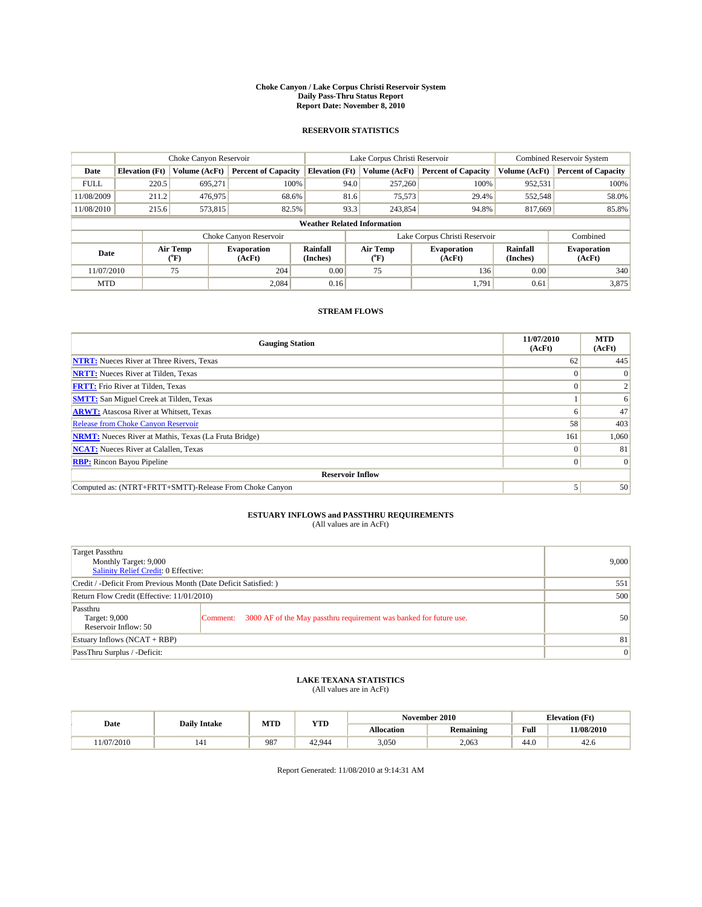# Choke Canyon / Lake Corpus Christi Reservoir System
## Daily Pass-Thru Status Report
## Report Date: November 8, 2010

### RESERVOIR STATISTICS

| | Choke Canyon Reservoir | | | Lake Corpus Christi Reservoir | | | Combined Reservoir System | |
|---|---|---|---|---|---|---|---|---|
| Date | Elevation (Ft) | Volume (AcFt) | Percent of Capacity | Elevation (Ft) | Volume (AcFt) | Percent of Capacity | Volume (AcFt) | Percent of Capacity |
| FULL | 220.5 | 695,271 | 100% | 94.0 | 257,260 | 100% | 952,531 | 100% |
| 11/08/2009 | 211.2 | 476,975 | 68.6% | 81.6 | 75,573 | 29.4% | 552,548 | 58.0% |
| 11/08/2010 | 215.6 | 573,815 | 82.5% | 93.3 | 243,854 | 94.8% | 817,669 | 85.8% |

**Weather Related Information**

| | Choke Canyon Reservoir | | | Lake Corpus Christi Reservoir | | | Combined |
|---|---|---|---|---|---|---|---|
| Date | Air Temp (°F) | Evaporation (AcFt) | Rainfall (Inches) | Air Temp (°F) | Evaporation (AcFt) | Rainfall (Inches) | Evaporation (AcFt) |
| 11/07/2010 | 75 | 204 | 0.00 | 75 | 136 | 0.00 | 340 |
| MTD | | 2,084 | 0.16 | | 1,791 | 0.61 | 3,875 |

### STREAM FLOWS

| Gauging Station | 11/07/2010 (AcFt) | MTD (AcFt) |
|---|---|---|
| NTRT: Nueces River at Three Rivers, Texas | 62 | 445 |
| NRTT: Nueces River at Tilden, Texas | 0 | 0 |
| FRTT: Frio River at Tilden, Texas | 0 | 2 |
| SMTT: San Miguel Creek at Tilden, Texas | 1 | 6 |
| ARWT: Atascosa River at Whitsett, Texas | 6 | 47 |
| Release from Choke Canyon Reservoir | 58 | 403 |
| NRMT: Nueces River at Mathis, Texas (La Fruta Bridge) | 161 | 1,060 |
| NCAT: Nueces River at Calallen, Texas | 0 | 81 |
| RBP: Rincon Bayou Pipeline | 0 | 0 |
| **Reservoir Inflow** | | |
| Computed as: (NTRT+FRTT+SMTT)-Release From Choke Canyon | 5 | 50 |

### ESTUARY INFLOWS and PASSTHRU REQUIREMENTS
(All values are in AcFt)

| | |
|---|---|
| Target Passthru<br>Monthly Target: 9,000<br>Salinity Relief Credit: 0 Effective: | 9,000 |
| Credit / -Deficit From Previous Month (Date Deficit Satisfied: ) | 551 |
| Return Flow Credit (Effective: 11/01/2010) | 500 |
| Passthru<br>Target: 9,000<br>Reservoir Inflow: 50<br>Comment: 3000 AF of the May passthru requirement was banked for future use. | 50 |
| Estuary Inflows (NCAT + RBP) | 81 |
| PassThru Surplus / -Deficit: | 0 |

### LAKE TEXANA STATISTICS
(All values are in AcFt)

| Date | Daily Intake | MTD | YTD | November 2010 | | Elevation (Ft) | |
|---|---|---|---|---|---|---|---|
| | | | | Allocation | Remaining | Full | 11/08/2010 |
| 11/07/2010 | 141 | 987 | 42,944 | 3,050 | 2,063 | 44.0 | 42.6 |

Report Generated: 11/08/2010 at 9:14:31 AM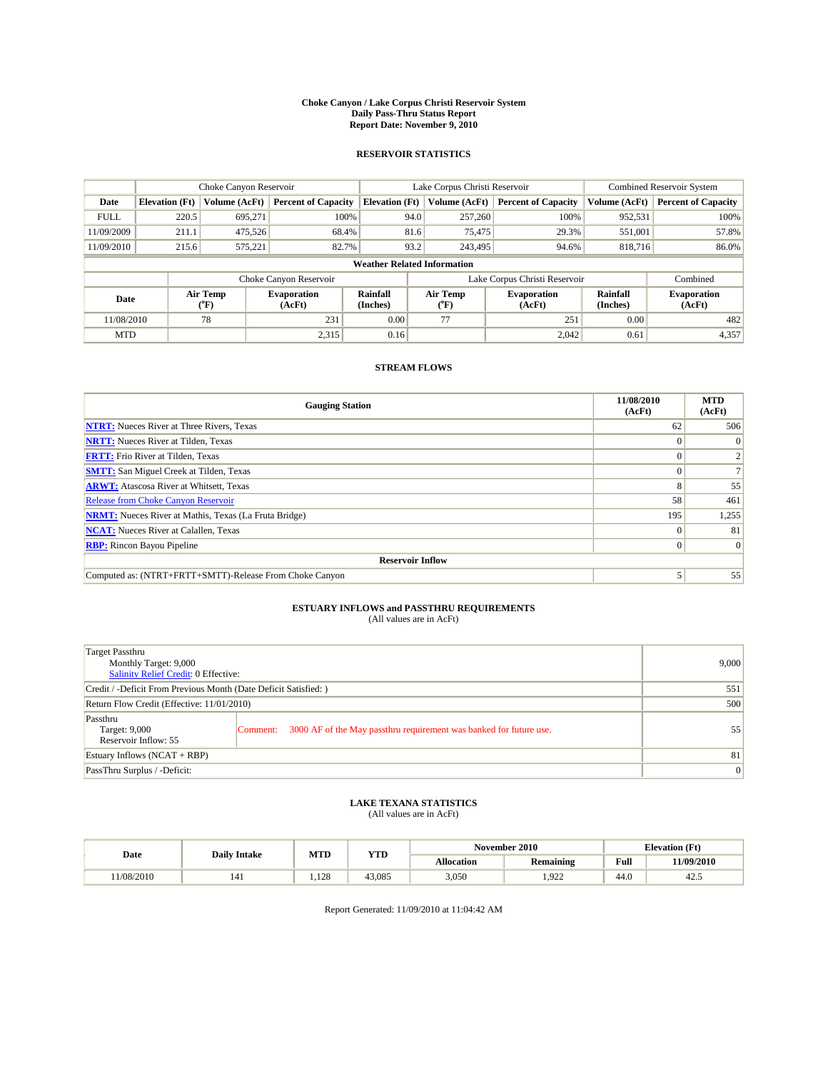# Choke Canyon / Lake Corpus Christi Reservoir System
## Daily Pass-Thru Status Report
## Report Date: November 9, 2010

### RESERVOIR STATISTICS

| | Choke Canyon Reservoir | | | Lake Corpus Christi Reservoir | | | Combined Reservoir System | |
|---|---|---|---|---|---|---|---|---|
| Date | Elevation (Ft) | Volume (AcFt) | Percent of Capacity | Elevation (Ft) | Volume (AcFt) | Percent of Capacity | Volume (AcFt) | Percent of Capacity |
| FULL | 220.5 | 695,271 | 100% | 94.0 | 257,260 | 100% | 952,531 | 100% |
| 11/09/2009 | 211.1 | 475,526 | 68.4% | 81.6 | 75,475 | 29.3% | 551,001 | 57.8% |
| 11/09/2010 | 215.6 | 575,221 | 82.7% | 93.2 | 243,495 | 94.6% | 818,716 | 86.0% |

**Weather Related Information**

| | Choke Canyon Reservoir | | | Lake Corpus Christi Reservoir | | | Combined |
|---|---|---|---|---|---|---|---|
| Date | Air Temp (°F) | Evaporation (AcFt) | Rainfall (Inches) | Air Temp (°F) | Evaporation (AcFt) | Rainfall (Inches) | Evaporation (AcFt) |
| 11/08/2010 | 78 | 231 | 0.00 | 77 | 251 | 0.00 | 482 |
| MTD | | 2,315 | 0.16 | | 2,042 | 0.61 | 4,357 |

### STREAM FLOWS

| Gauging Station | 11/08/2010 (AcFt) | MTD (AcFt) |
|---|---|---|
| NTRT: Nueces River at Three Rivers, Texas | 62 | 506 |
| NRTT: Nueces River at Tilden, Texas | 0 | 0 |
| FRTT: Frio River at Tilden, Texas | 0 | 2 |
| SMTT: San Miguel Creek at Tilden, Texas | 0 | 7 |
| ARWT: Atascosa River at Whitsett, Texas | 8 | 55 |
| Release from Choke Canyon Reservoir | 58 | 461 |
| NRMT: Nueces River at Mathis, Texas (La Fruta Bridge) | 195 | 1,255 |
| NCAT: Nueces River at Calallen, Texas | 0 | 81 |
| RBP: Rincon Bayou Pipeline | 0 | 0 |
| **Reservoir Inflow** | | |
| Computed as: (NTRT+FRTT+SMTT)-Release From Choke Canyon | 5 | 55 |

### ESTUARY INFLOWS and PASSTHRU REQUIREMENTS
(All values are in AcFt)

| | | |
|---|---|---|
| Target Passthru<br>Monthly Target: 9,000<br>Salinity Relief Credit: 0 Effective: | | 9,000 |
| Credit / -Deficit From Previous Month (Date Deficit Satisfied: ) | | 551 |
| Return Flow Credit (Effective: 11/01/2010) | | 500 |
| Passthru<br>Target: 9,000<br>Reservoir Inflow: 55 | Comment: 3000 AF of the May passthru requirement was banked for future use. | 55 |
| Estuary Inflows (NCAT + RBP) | | 81 |
| PassThru Surplus / -Deficit: | | 0 |

### LAKE TEXANA STATISTICS
(All values are in AcFt)

| Date | Daily Intake | MTD | YTD | November 2010 | | Elevation (Ft) | |
|---|---|---|---|---|---|---|---|
| | | | | Allocation | Remaining | Full | 11/09/2010 |
| 11/08/2010 | 141 | 1,128 | 43,085 | 3,050 | 1,922 | 44.0 | 42.5 |

Report Generated: 11/09/2010 at 11:04:42 AM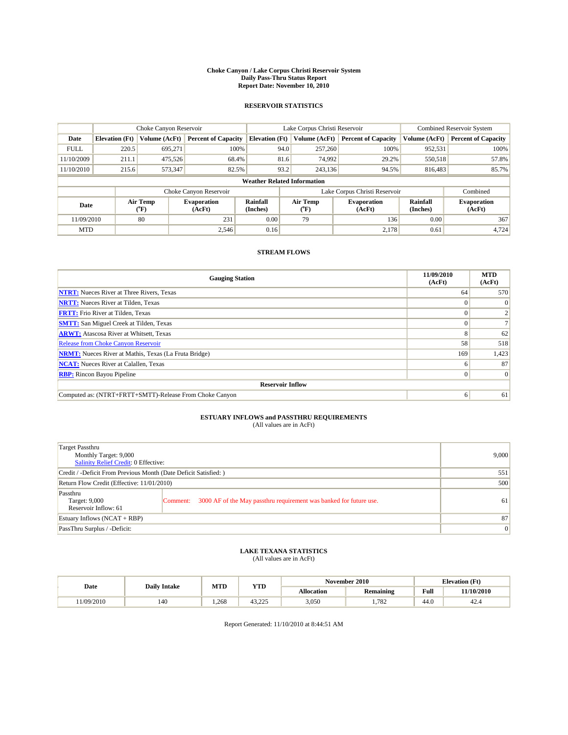**Choke Canyon / Lake Corpus Christi Reservoir System**
**Daily Pass-Thru Status Report**
**Report Date: November 10, 2010**

## RESERVOIR STATISTICS

| | Choke Canyon Reservoir | | | Lake Corpus Christi Reservoir | | | Combined Reservoir System | |
|---|---|---|---|---|---|---|---|---|
| **Date** | **Elevation (Ft)** | **Volume (AcFt)** | **Percent of Capacity** | **Elevation (Ft)** | **Volume (AcFt)** | **Percent of Capacity** | **Volume (AcFt)** | **Percent of Capacity** |
| FULL | 220.5 | 695,271 | 100% | 94.0 | 257,260 | 100% | 952,531 | 100% |
| 11/10/2009 | 211.1 | 475,526 | 68.4% | 81.6 | 74,992 | 29.2% | 550,518 | 57.8% |
| 11/10/2010 | 215.6 | 573,347 | 82.5% | 93.2 | 243,136 | 94.5% | 816,483 | 85.7% |

**Weather Related Information**

| | Choke Canyon Reservoir | | | Lake Corpus Christi Reservoir | | | Combined |
|---|---|---|---|---|---|---|---|
| **Date** | **Air Temp (°F)** | **Evaporation (AcFt)** | **Rainfall (Inches)** | **Air Temp (°F)** | **Evaporation (AcFt)** | **Rainfall (Inches)** | **Evaporation (AcFt)** |
| 11/09/2010 | 80 | 231 | 0.00 | 79 | 136 | 0.00 | 367 |
| MTD | | 2,546 | 0.16 | | 2,178 | 0.61 | 4,724 |

## STREAM FLOWS

| Gauging Station | 11/09/2010 (AcFt) | MTD (AcFt) |
|---|---|---|
| NTRT: Nueces River at Three Rivers, Texas | 64 | 570 |
| NRTT: Nueces River at Tilden, Texas | 0 | 0 |
| FRTT: Frio River at Tilden, Texas | 0 | 2 |
| SMTT: San Miguel Creek at Tilden, Texas | 0 | 7 |
| ARWT: Atascosa River at Whitsett, Texas | 8 | 62 |
| Release from Choke Canyon Reservoir | 58 | 518 |
| NRMT: Nueces River at Mathis, Texas (La Fruta Bridge) | 169 | 1,423 |
| NCAT: Nueces River at Calallen, Texas | 6 | 87 |
| RBP: Rincon Bayou Pipeline | 0 | 0 |
| **Reservoir Inflow** | | |
| Computed as: (NTRT+FRTT+SMTT)-Release From Choke Canyon | 6 | 61 |

## ESTUARY INFLOWS and PASSTHRU REQUIREMENTS

(All values are in AcFt)

| | |
|---|---|
| Target Passthru<br>Monthly Target: 9,000<br>Salinity Relief Credit: 0 Effective: | 9,000 |
| Credit / -Deficit From Previous Month (Date Deficit Satisfied: ) | 551 |
| Return Flow Credit (Effective: 11/01/2010) | 500 |
| Passthru<br>Target: 9,000<br>Reservoir Inflow: 61<br>Comment: 3000 AF of the May passthru requirement was banked for future use. | 61 |
| Estuary Inflows (NCAT + RBP) | 87 |
| PassThru Surplus / -Deficit: | 0 |

## LAKE TEXANA STATISTICS

(All values are in AcFt)

| Date | Daily Intake | MTD | YTD | November 2010 | | Elevation (Ft) | |
|---|---|---|---|---|---|---|---|
| | | | | Allocation | Remaining | Full | 11/10/2010 |
| 11/09/2010 | 140 | 1,268 | 43,225 | 3,050 | 1,782 | 44.0 | 42.4 |

Report Generated: 11/10/2010 at 8:44:51 AM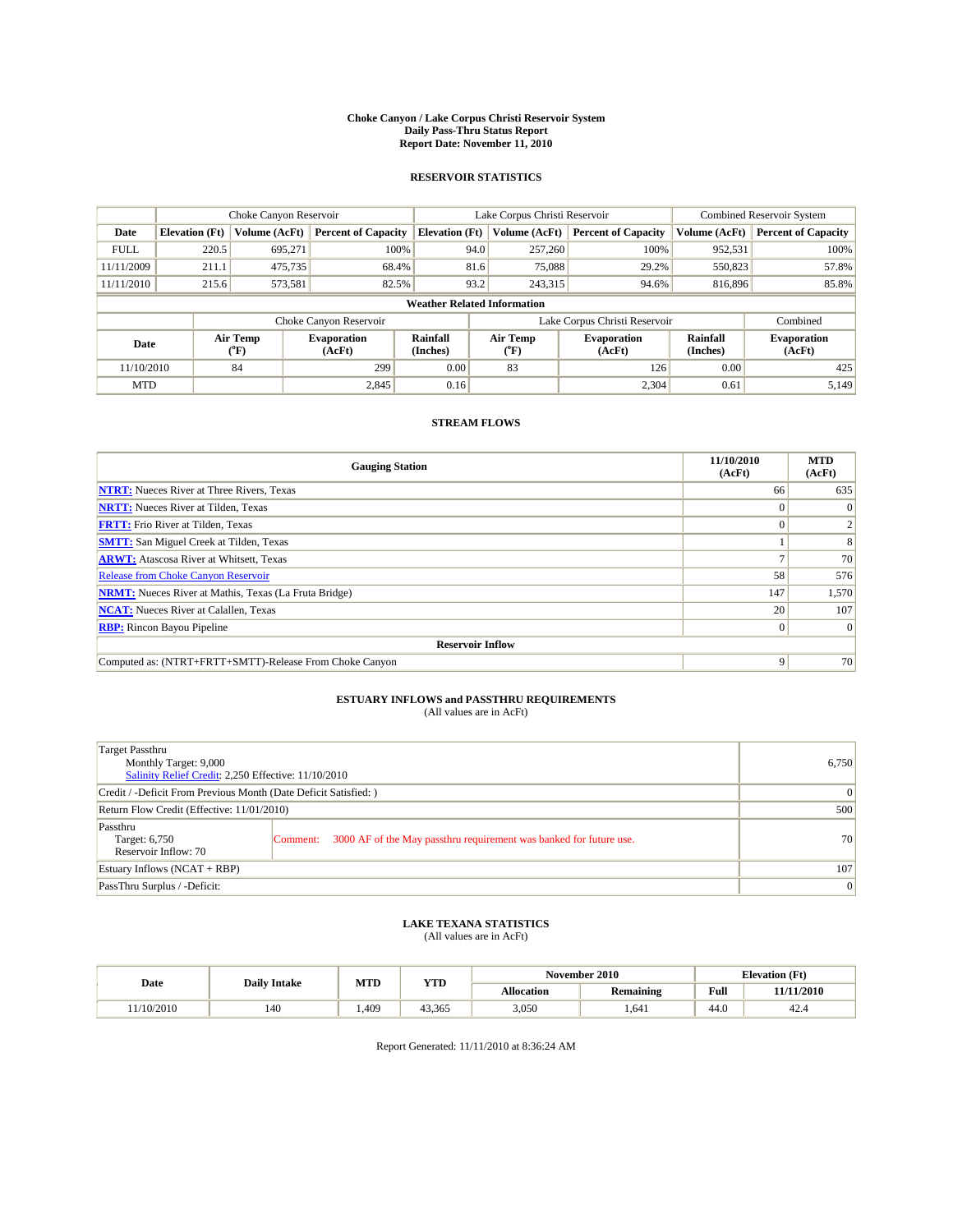# Choke Canyon / Lake Corpus Christi Reservoir System
## Daily Pass-Thru Status Report
## Report Date: November 11, 2010

### RESERVOIR STATISTICS

| | Choke Canyon Reservoir | | | Lake Corpus Christi Reservoir | | | Combined Reservoir System | |
|---|---|---|---|---|---|---|---|---|
| Date | Elevation (Ft) | Volume (AcFt) | Percent of Capacity | Elevation (Ft) | Volume (AcFt) | Percent of Capacity | Volume (AcFt) | Percent of Capacity |
| FULL | 220.5 | 695,271 | 100% | 94.0 | 257,260 | 100% | 952,531 | 100% |
| 11/11/2009 | 211.1 | 475,735 | 68.4% | 81.6 | 75,088 | 29.2% | 550,823 | 57.8% |
| 11/11/2010 | 215.6 | 573,581 | 82.5% | 93.2 | 243,315 | 94.6% | 816,896 | 85.8% |

**Weather Related Information**

| | Choke Canyon Reservoir | | | Lake Corpus Christi Reservoir | | | Combined |
|---|---|---|---|---|---|---|---|
| Date | Air Temp (°F) | Evaporation (AcFt) | Rainfall (Inches) | Air Temp (°F) | Evaporation (AcFt) | Rainfall (Inches) | Evaporation (AcFt) |
| 11/10/2010 | 84 | 299 | 0.00 | 83 | 126 | 0.00 | 425 |
| MTD | | 2,845 | 0.16 | | 2,304 | 0.61 | 5,149 |

### STREAM FLOWS

| Gauging Station | 11/10/2010 (AcFt) | MTD (AcFt) |
|---|---|---|
| NTRT: Nueces River at Three Rivers, Texas | 66 | 635 |
| NRTT: Nueces River at Tilden, Texas | 0 | 0 |
| FRTT: Frio River at Tilden, Texas | 0 | 2 |
| SMTT: San Miguel Creek at Tilden, Texas | 1 | 8 |
| ARWT: Atascosa River at Whitsett, Texas | 7 | 70 |
| Release from Choke Canyon Reservoir | 58 | 576 |
| NRMT: Nueces River at Mathis, Texas (La Fruta Bridge) | 147 | 1,570 |
| NCAT: Nueces River at Calallen, Texas | 20 | 107 |
| RBP: Rincon Bayou Pipeline | 0 | 0 |
| **Reservoir Inflow** | | |
| Computed as: (NTRT+FRTT+SMTT)-Release From Choke Canyon | 9 | 70 |

### ESTUARY INFLOWS and PASSTHRU REQUIREMENTS
(All values are in AcFt)

| | |
|---|---|
| Target Passthru<br>Monthly Target: 9,000<br>Salinity Relief Credit: 2,250 Effective: 11/10/2010 | 6,750 |
| Credit / -Deficit From Previous Month (Date Deficit Satisfied: ) | 0 |
| Return Flow Credit (Effective: 11/01/2010) | 500 |
| Passthru<br>Target: 6,750<br>Reservoir Inflow: 70<br>Comment: 3000 AF of the May passthru requirement was banked for future use. | 70 |
| Estuary Inflows (NCAT + RBP) | 107 |
| PassThru Surplus / -Deficit: | 0 |

### LAKE TEXANA STATISTICS
(All values are in AcFt)

| Date | Daily Intake | MTD | YTD | November 2010 | | Elevation (Ft) | |
|---|---|---|---|---|---|---|---|
| | | | | Allocation | Remaining | Full | 11/11/2010 |
| 11/10/2010 | 140 | 1,409 | 43,365 | 3,050 | 1,641 | 44.0 | 42.4 |

Report Generated: 11/11/2010 at 8:36:24 AM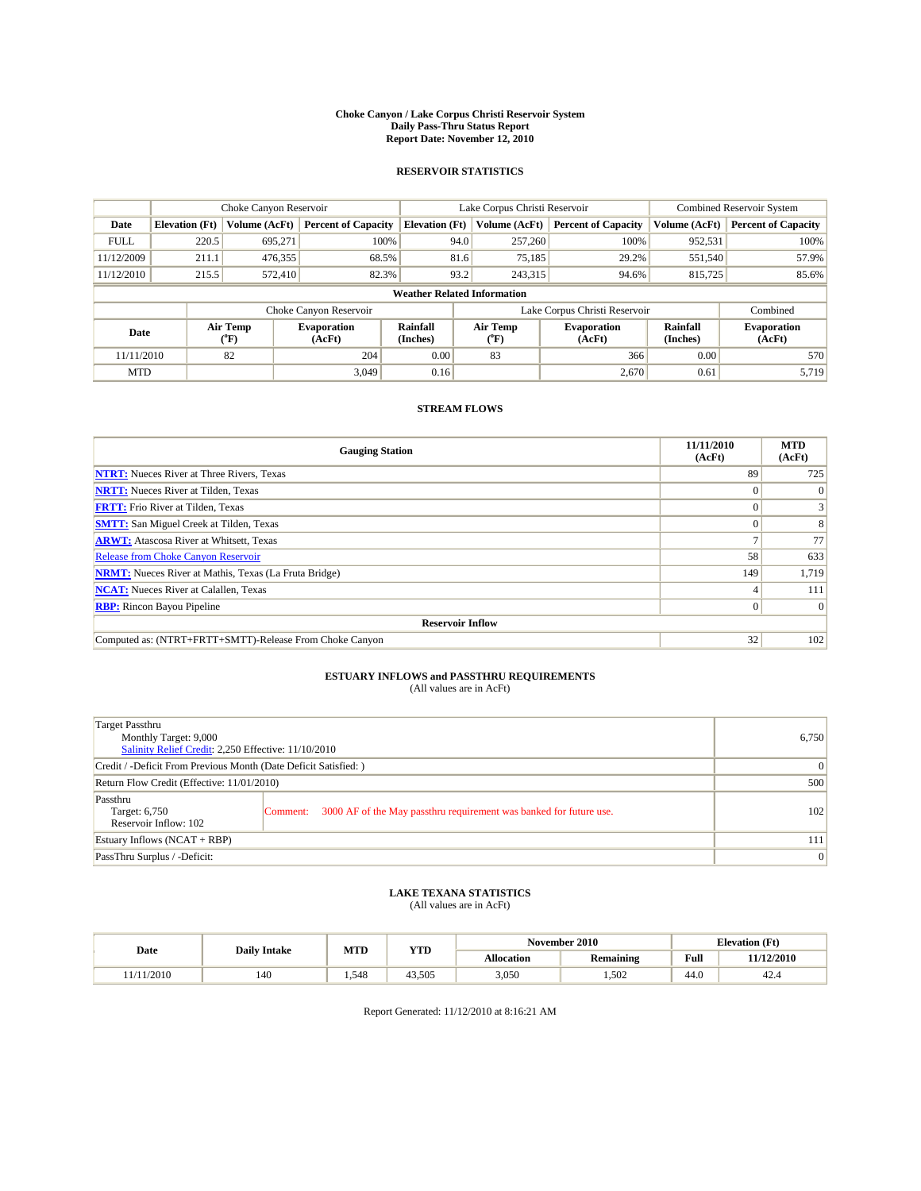# Choke Canyon / Lake Corpus Christi Reservoir System
## Daily Pass-Thru Status Report
### Report Date: November 12, 2010

## RESERVOIR STATISTICS

| | Choke Canyon Reservoir | | | Lake Corpus Christi Reservoir | | | Combined Reservoir System | |
|---|---|---|---|---|---|---|---|---|
| Date | Elevation (Ft) | Volume (AcFt) | Percent of Capacity | Elevation (Ft) | Volume (AcFt) | Percent of Capacity | Volume (AcFt) | Percent of Capacity |
| FULL | 220.5 | 695,271 | 100% | 94.0 | 257,260 | 100% | 952,531 | 100% |
| 11/12/2009 | 211.1 | 476,355 | 68.5% | 81.6 | 75,185 | 29.2% | 551,540 | 57.9% |
| 11/12/2010 | 215.5 | 572,410 | 82.3% | 93.2 | 243,315 | 94.6% | 815,725 | 85.6% |

**Weather Related Information**

| | Choke Canyon Reservoir | | | Lake Corpus Christi Reservoir | | | Combined |
|---|---|---|---|---|---|---|---|
| Date | Air Temp (°F) | Evaporation (AcFt) | Rainfall (Inches) | Air Temp (°F) | Evaporation (AcFt) | Rainfall (Inches) | Evaporation (AcFt) |
| 11/11/2010 | 82 | 204 | 0.00 | 83 | 366 | 0.00 | 570 |
| MTD | | 3,049 | 0.16 | | 2,670 | 0.61 | 5,719 |

## STREAM FLOWS

| Gauging Station | 11/11/2010 (AcFt) | MTD (AcFt) |
|---|---|---|
| NTRT: Nueces River at Three Rivers, Texas | 89 | 725 |
| NRTT: Nueces River at Tilden, Texas | 0 | 0 |
| FRTT: Frio River at Tilden, Texas | 0 | 3 |
| SMTT: San Miguel Creek at Tilden, Texas | 0 | 8 |
| ARWT: Atascosa River at Whitsett, Texas | 7 | 77 |
| Release from Choke Canyon Reservoir | 58 | 633 |
| NRMT: Nueces River at Mathis, Texas (La Fruta Bridge) | 149 | 1,719 |
| NCAT: Nueces River at Calallen, Texas | 4 | 111 |
| RBP: Rincon Bayou Pipeline | 0 | 0 |
| **Reservoir Inflow** | | |
| Computed as: (NTRT+FRTT+SMTT)-Release From Choke Canyon | 32 | 102 |

## ESTUARY INFLOWS and PASSTHRU REQUIREMENTS
(All values are in AcFt)

| | | |
|---|---|---|
| Target Passthru<br>Monthly Target: 9,000<br>Salinity Relief Credit: 2,250 Effective: 11/10/2010 | | 6,750 |
| Credit / -Deficit From Previous Month (Date Deficit Satisfied: ) | | 0 |
| Return Flow Credit (Effective: 11/01/2010) | | 500 |
| Passthru<br>Target: 6,750<br>Reservoir Inflow: 102 | Comment: 3000 AF of the May passthru requirement was banked for future use. | 102 |
| Estuary Inflows (NCAT + RBP) | | 111 |
| PassThru Surplus / -Deficit: | | 0 |

## LAKE TEXANA STATISTICS
(All values are in AcFt)

| Date | Daily Intake | MTD | YTD | November 2010 | | Elevation (Ft) | |
|---|---|---|---|---|---|---|---|
| | | | | Allocation | Remaining | Full | 11/12/2010 |
| 11/11/2010 | 140 | 1,548 | 43,505 | 3,050 | 1,502 | 44.0 | 42.4 |

Report Generated: 11/12/2010 at 8:16:21 AM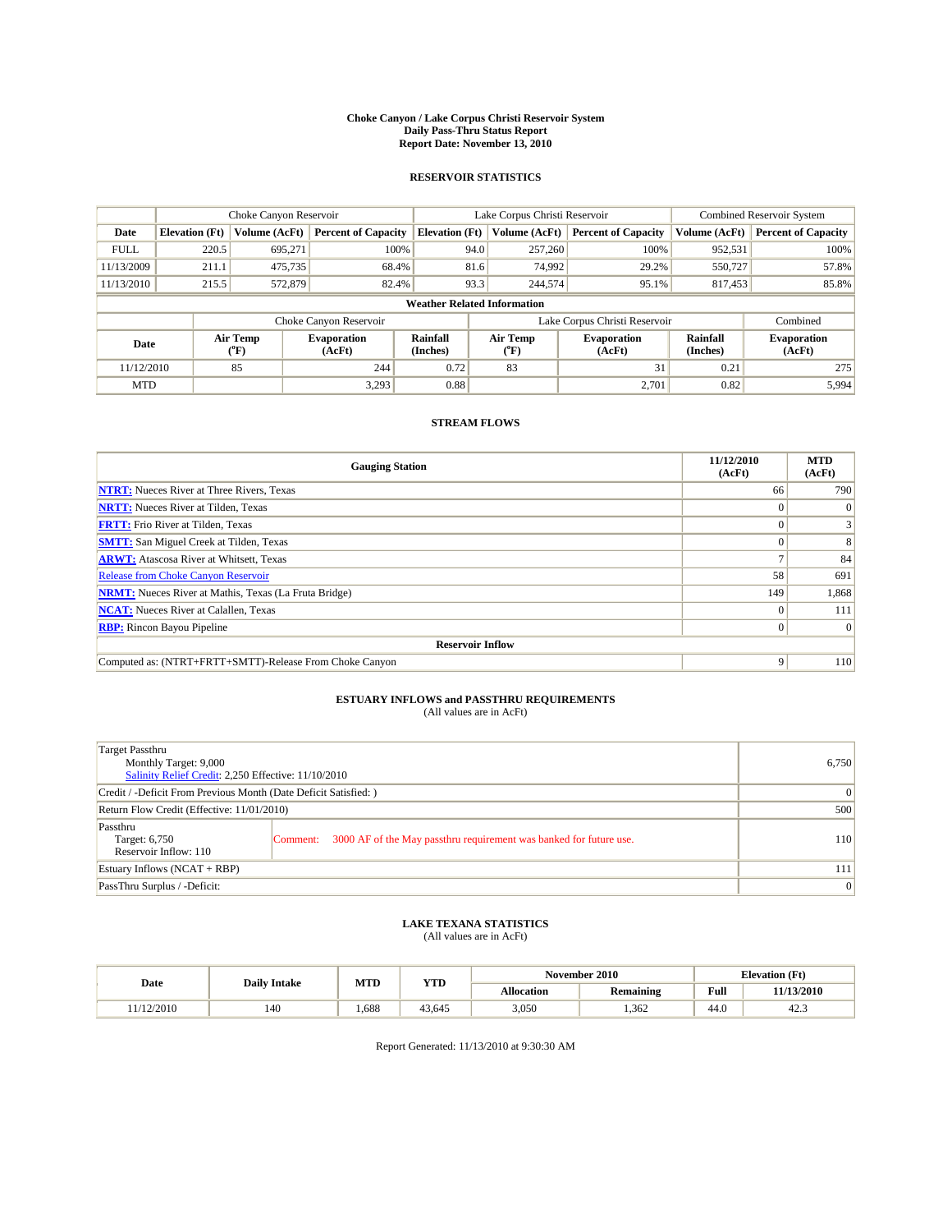**Choke Canyon / Lake Corpus Christi Reservoir System**
**Daily Pass-Thru Status Report**
**Report Date: November 13, 2010**

## RESERVOIR STATISTICS

| | Choke Canyon Reservoir | | | Lake Corpus Christi Reservoir | | | Combined Reservoir System | |
|---|---|---|---|---|---|---|---|---|
| Date | Elevation (Ft) | Volume (AcFt) | Percent of Capacity | Elevation (Ft) | Volume (AcFt) | Percent of Capacity | Volume (AcFt) | Percent of Capacity |
| FULL | 220.5 | 695,271 | 100% | 94.0 | 257,260 | 100% | 952,531 | 100% |
| 11/13/2009 | 211.1 | 475,735 | 68.4% | 81.6 | 74,992 | 29.2% | 550,727 | 57.8% |
| 11/13/2010 | 215.5 | 572,879 | 82.4% | 93.3 | 244,574 | 95.1% | 817,453 | 85.8% |

**Weather Related Information**

| | Choke Canyon Reservoir | | | Lake Corpus Christi Reservoir | | | Combined |
|---|---|---|---|---|---|---|---|
| Date | Air Temp (°F) | Evaporation (AcFt) | Rainfall (Inches) | Air Temp (°F) | Evaporation (AcFt) | Rainfall (Inches) | Evaporation (AcFt) |
| 11/12/2010 | 85 | 244 | 0.72 | 83 | 31 | 0.21 | 275 |
| MTD | | 3,293 | 0.88 | | 2,701 | 0.82 | 5,994 |

## STREAM FLOWS

| Gauging Station | 11/12/2010 (AcFt) | MTD (AcFt) |
|---|---|---|
| **NTRT:** Nueces River at Three Rivers, Texas | 66 | 790 |
| **NRTT:** Nueces River at Tilden, Texas | 0 | 0 |
| **FRTT:** Frio River at Tilden, Texas | 0 | 3 |
| **SMTT:** San Miguel Creek at Tilden, Texas | 0 | 8 |
| **ARWT:** Atascosa River at Whitsett, Texas | 7 | 84 |
| Release from Choke Canyon Reservoir | 58 | 691 |
| **NRMT:** Nueces River at Mathis, Texas (La Fruta Bridge) | 149 | 1,868 |
| **NCAT:** Nueces River at Calallen, Texas | 0 | 111 |
| **RBP:** Rincon Bayou Pipeline | 0 | 0 |
| **Reservoir Inflow** | | |
| Computed as: (NTRT+FRTT+SMTT)-Release From Choke Canyon | 9 | 110 |

## ESTUARY INFLOWS and PASSTHRU REQUIREMENTS
(All values are in AcFt)

| | |
|---|---|
| Target Passthru<br>Monthly Target: 9,000<br>Salinity Relief Credit: 2,250 Effective: 11/10/2010 | 6,750 |
| Credit / -Deficit From Previous Month (Date Deficit Satisfied: ) | 0 |
| Return Flow Credit (Effective: 11/01/2010) | 500 |
| Passthru<br>Target: 6,750<br>Reservoir Inflow: 110 — Comment: 3000 AF of the May passthru requirement was banked for future use. | 110 |
| Estuary Inflows (NCAT + RBP) | 111 |
| PassThru Surplus / -Deficit: | 0 |

## LAKE TEXANA STATISTICS
(All values are in AcFt)

| Date | Daily Intake | MTD | YTD | November 2010 | | Elevation (Ft) | |
|---|---|---|---|---|---|---|---|
| | | | | Allocation | Remaining | Full | 11/13/2010 |
| 11/12/2010 | 140 | 1,688 | 43,645 | 3,050 | 1,362 | 44.0 | 42.3 |

Report Generated: 11/13/2010 at 9:30:30 AM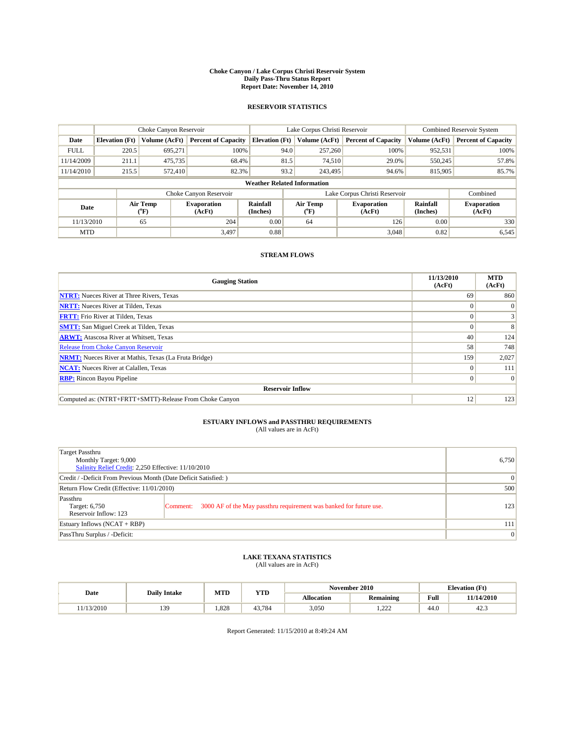# Choke Canyon / Lake Corpus Christi Reservoir System
## Daily Pass-Thru Status Report
### Report Date: November 14, 2010

## RESERVOIR STATISTICS

| | Choke Canyon Reservoir | | | Lake Corpus Christi Reservoir | | | Combined Reservoir System | |
|---|---|---|---|---|---|---|---|---|
| Date | Elevation (Ft) | Volume (AcFt) | Percent of Capacity | Elevation (Ft) | Volume (AcFt) | Percent of Capacity | Volume (AcFt) | Percent of Capacity |
| FULL | 220.5 | 695,271 | 100% | 94.0 | 257,260 | 100% | 952,531 | 100% |
| 11/14/2009 | 211.1 | 475,735 | 68.4% | 81.5 | 74,510 | 29.0% | 550,245 | 57.8% |
| 11/14/2010 | 215.5 | 572,410 | 82.3% | 93.2 | 243,495 | 94.6% | 815,905 | 85.7% |

**Weather Related Information**

| | Choke Canyon Reservoir | | | Lake Corpus Christi Reservoir | | | Combined |
|---|---|---|---|---|---|---|---|
| Date | Air Temp (°F) | Evaporation (AcFt) | Rainfall (Inches) | Air Temp (°F) | Evaporation (AcFt) | Rainfall (Inches) | Evaporation (AcFt) |
| 11/13/2010 | 65 | 204 | 0.00 | 64 | 126 | 0.00 | 330 |
| MTD | | 3,497 | 0.88 | | 3,048 | 0.82 | 6,545 |

## STREAM FLOWS

| Gauging Station | 11/13/2010 (AcFt) | MTD (AcFt) |
|---|---|---|
| NTRT: Nueces River at Three Rivers, Texas | 69 | 860 |
| NRTT: Nueces River at Tilden, Texas | 0 | 0 |
| FRTT: Frio River at Tilden, Texas | 0 | 3 |
| SMTT: San Miguel Creek at Tilden, Texas | 0 | 8 |
| ARWT: Atascosa River at Whitsett, Texas | 40 | 124 |
| Release from Choke Canyon Reservoir | 58 | 748 |
| NRMT: Nueces River at Mathis, Texas (La Fruta Bridge) | 159 | 2,027 |
| NCAT: Nueces River at Calallen, Texas | 0 | 111 |
| RBP: Rincon Bayou Pipeline | 0 | 0 |
| **Reservoir Inflow** | | |
| Computed as: (NTRT+FRTT+SMTT)-Release From Choke Canyon | 12 | 123 |

## ESTUARY INFLOWS and PASSTHRU REQUIREMENTS
(All values are in AcFt)

| Item | Value |
|---|---|
| Target Passthru<br>Monthly Target: 9,000<br>Salinity Relief Credit: 2,250 Effective: 11/10/2010 | 6,750 |
| Credit / -Deficit From Previous Month (Date Deficit Satisfied: ) | 0 |
| Return Flow Credit (Effective: 11/01/2010) | 500 |
| Passthru<br>Target: 6,750<br>Reservoir Inflow: 123<br>Comment: 3000 AF of the May passthru requirement was banked for future use. | 123 |
| Estuary Inflows (NCAT + RBP) | 111 |
| PassThru Surplus / -Deficit: | 0 |

## LAKE TEXANA STATISTICS
(All values are in AcFt)

| Date | Daily Intake | MTD | YTD | November 2010 | | Elevation (Ft) | |
|---|---|---|---|---|---|---|---|
| | | | | Allocation | Remaining | Full | 11/14/2010 |
| 11/13/2010 | 139 | 1,828 | 43,784 | 3,050 | 1,222 | 44.0 | 42.3 |

Report Generated: 11/15/2010 at 8:49:24 AM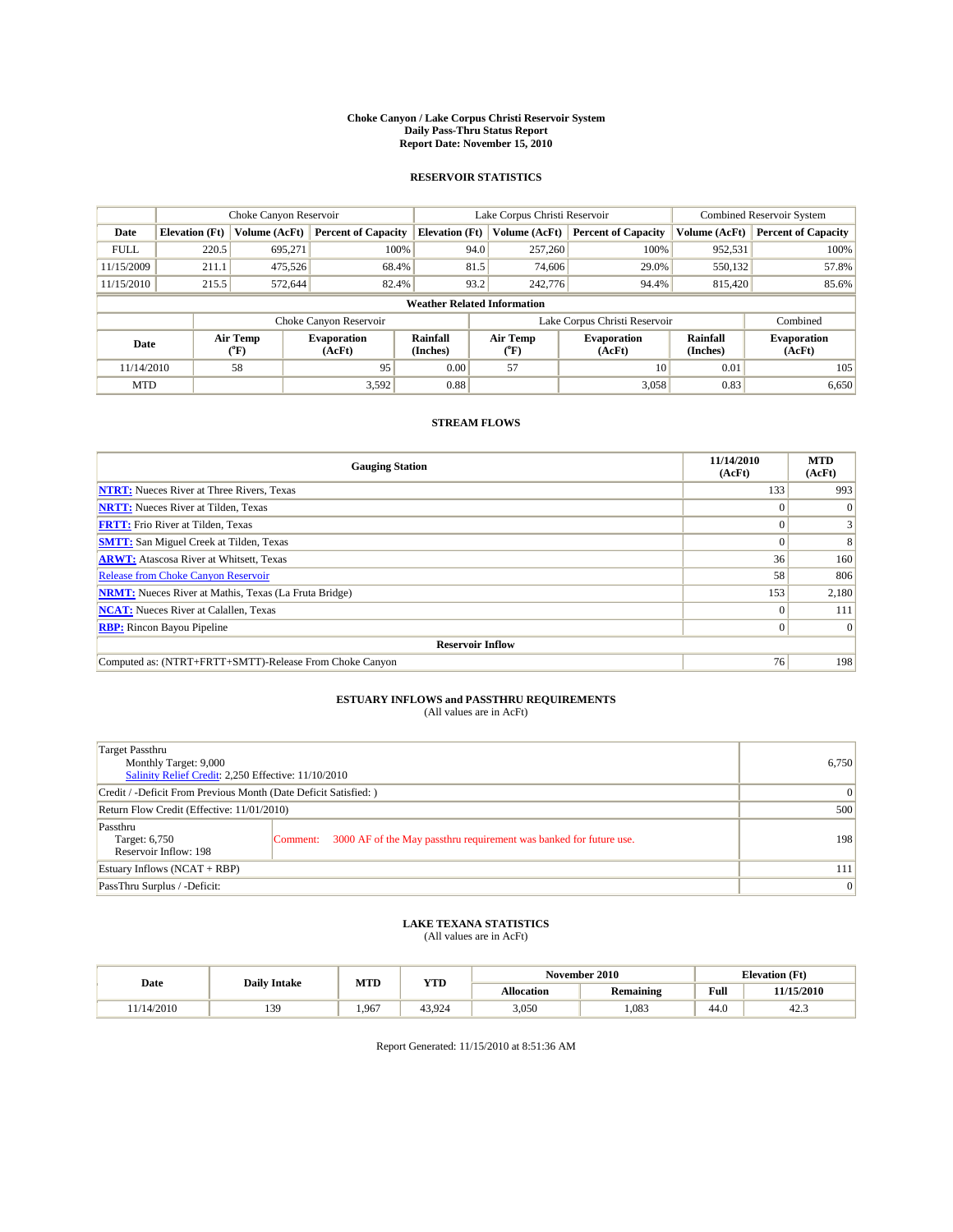# Choke Canyon / Lake Corpus Christi Reservoir System
## Daily Pass-Thru Status Report
## Report Date: November 15, 2010

### RESERVOIR STATISTICS

| | Choke Canyon Reservoir | | | Lake Corpus Christi Reservoir | | | Combined Reservoir System | |
|---|---|---|---|---|---|---|---|---|
| Date | Elevation (Ft) | Volume (AcFt) | Percent of Capacity | Elevation (Ft) | Volume (AcFt) | Percent of Capacity | Volume (AcFt) | Percent of Capacity |
| FULL | 220.5 | 695,271 | 100% | 94.0 | 257,260 | 100% | 952,531 | 100% |
| 11/15/2009 | 211.1 | 475,526 | 68.4% | 81.5 | 74,606 | 29.0% | 550,132 | 57.8% |
| 11/15/2010 | 215.5 | 572,644 | 82.4% | 93.2 | 242,776 | 94.4% | 815,420 | 85.6% |

**Weather Related Information**

| | Choke Canyon Reservoir | | | Lake Corpus Christi Reservoir | | | Combined |
|---|---|---|---|---|---|---|---|
| Date | Air Temp (°F) | Evaporation (AcFt) | Rainfall (Inches) | Air Temp (°F) | Evaporation (AcFt) | Rainfall (Inches) | Evaporation (AcFt) |
| 11/14/2010 | 58 | 95 | 0.00 | 57 | 10 | 0.01 | 105 |
| MTD | | 3,592 | 0.88 | | 3,058 | 0.83 | 6,650 |

### STREAM FLOWS

| Gauging Station | 11/14/2010 (AcFt) | MTD (AcFt) |
|---|---|---|
| NTRT: Nueces River at Three Rivers, Texas | 133 | 993 |
| NRTT: Nueces River at Tilden, Texas | 0 | 0 |
| FRTT: Frio River at Tilden, Texas | 0 | 3 |
| SMTT: San Miguel Creek at Tilden, Texas | 0 | 8 |
| ARWT: Atascosa River at Whitsett, Texas | 36 | 160 |
| Release from Choke Canyon Reservoir | 58 | 806 |
| NRMT: Nueces River at Mathis, Texas (La Fruta Bridge) | 153 | 2,180 |
| NCAT: Nueces River at Calallen, Texas | 0 | 111 |
| RBP: Rincon Bayou Pipeline | 0 | 0 |
| **Reservoir Inflow** | | |
| Computed as: (NTRT+FRTT+SMTT)-Release From Choke Canyon | 76 | 198 |

### ESTUARY INFLOWS and PASSTHRU REQUIREMENTS
(All values are in AcFt)

| | |
|---|---|
| Target Passthru<br>Monthly Target: 9,000<br>Salinity Relief Credit: 2,250 Effective: 11/10/2010 | 6,750 |
| Credit / -Deficit From Previous Month (Date Deficit Satisfied: ) | 0 |
| Return Flow Credit (Effective: 11/01/2010) | 500 |
| Passthru<br>Target: 6,750<br>Reservoir Inflow: 198<br>Comment: 3000 AF of the May passthru requirement was banked for future use. | 198 |
| Estuary Inflows (NCAT + RBP) | 111 |
| PassThru Surplus / -Deficit: | 0 |

### LAKE TEXANA STATISTICS
(All values are in AcFt)

| Date | Daily Intake | MTD | YTD | November 2010 | | Elevation (Ft) | |
|---|---|---|---|---|---|---|---|
| | | | | Allocation | Remaining | Full | 11/15/2010 |
| 11/14/2010 | 139 | 1,967 | 43,924 | 3,050 | 1,083 | 44.0 | 42.3 |

Report Generated: 11/15/2010 at 8:51:36 AM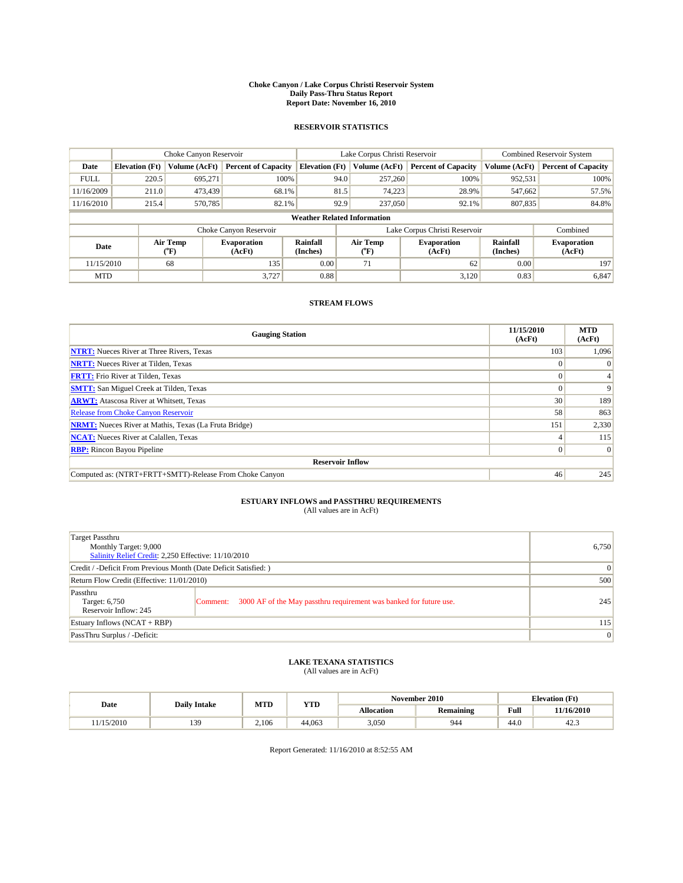**Choke Canyon / Lake Corpus Christi Reservoir System**
**Daily Pass-Thru Status Report**
**Report Date: November 16, 2010**

## RESERVOIR STATISTICS

| | Choke Canyon Reservoir | | | Lake Corpus Christi Reservoir | | | Combined Reservoir System | |
|---|---|---|---|---|---|---|---|---|
| Date | Elevation (Ft) | Volume (AcFt) | Percent of Capacity | Elevation (Ft) | Volume (AcFt) | Percent of Capacity | Volume (AcFt) | Percent of Capacity |
| FULL | 220.5 | 695,271 | 100% | 94.0 | 257,260 | 100% | 952,531 | 100% |
| 11/16/2009 | 211.0 | 473,439 | 68.1% | 81.5 | 74,223 | 28.9% | 547,662 | 57.5% |
| 11/16/2010 | 215.4 | 570,785 | 82.1% | 92.9 | 237,050 | 92.1% | 807,835 | 84.8% |

**Weather Related Information**

| | Choke Canyon Reservoir | | | Lake Corpus Christi Reservoir | | | Combined |
|---|---|---|---|---|---|---|---|
| Date | Air Temp (°F) | Evaporation (AcFt) | Rainfall (Inches) | Air Temp (°F) | Evaporation (AcFt) | Rainfall (Inches) | Evaporation (AcFt) |
| 11/15/2010 | 68 | 135 | 0.00 | 71 | 62 | 0.00 | 197 |
| MTD | | 3,727 | 0.88 | | 3,120 | 0.83 | 6,847 |

## STREAM FLOWS

| Gauging Station | 11/15/2010 (AcFt) | MTD (AcFt) |
|---|---|---|
| NTRT: Nueces River at Three Rivers, Texas | 103 | 1,096 |
| NRTT: Nueces River at Tilden, Texas | 0 | 0 |
| FRTT: Frio River at Tilden, Texas | 0 | 4 |
| SMTT: San Miguel Creek at Tilden, Texas | 0 | 9 |
| ARWT: Atascosa River at Whitsett, Texas | 30 | 189 |
| Release from Choke Canyon Reservoir | 58 | 863 |
| NRMT: Nueces River at Mathis, Texas (La Fruta Bridge) | 151 | 2,330 |
| NCAT: Nueces River at Calallen, Texas | 4 | 115 |
| RBP: Rincon Bayou Pipeline | 0 | 0 |
| **Reservoir Inflow** | | |
| Computed as: (NTRT+FRTT+SMTT)-Release From Choke Canyon | 46 | 245 |

## ESTUARY INFLOWS and PASSTHRU REQUIREMENTS
(All values are in AcFt)

| | |
|---|---|
| Target Passthru<br>Monthly Target: 9,000<br>Salinity Relief Credit: 2,250 Effective: 11/10/2010 | 6,750 |
| Credit / -Deficit From Previous Month (Date Deficit Satisfied: ) | 0 |
| Return Flow Credit (Effective: 11/01/2010) | 500 |
| Passthru<br>Target: 6,750<br>Reservoir Inflow: 245 — Comment: 3000 AF of the May passthru requirement was banked for future use. | 245 |
| Estuary Inflows (NCAT + RBP) | 115 |
| PassThru Surplus / -Deficit: | 0 |

## LAKE TEXANA STATISTICS
(All values are in AcFt)

| Date | Daily Intake | MTD | YTD | November 2010 | | Elevation (Ft) | |
|---|---|---|---|---|---|---|---|
| | | | | Allocation | Remaining | Full | 11/16/2010 |
| 11/15/2010 | 139 | 2,106 | 44,063 | 3,050 | 944 | 44.0 | 42.3 |

Report Generated: 11/16/2010 at 8:52:55 AM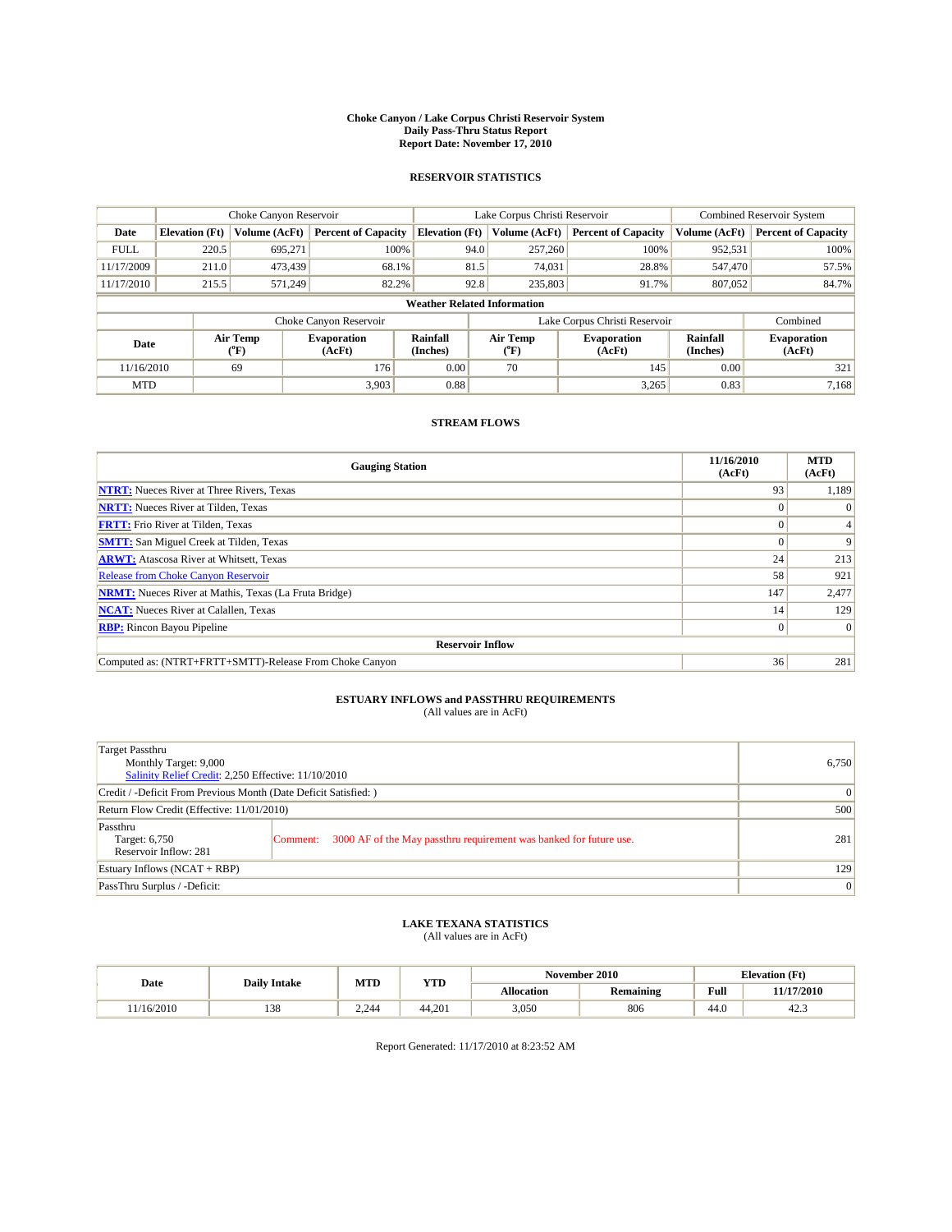# Choke Canyon / Lake Corpus Christi Reservoir System
## Daily Pass-Thru Status Report
## Report Date: November 17, 2010

### RESERVOIR STATISTICS

| | Choke Canyon Reservoir | | | Lake Corpus Christi Reservoir | | | Combined Reservoir System | |
|---|---|---|---|---|---|---|---|---|
| Date | Elevation (Ft) | Volume (AcFt) | Percent of Capacity | Elevation (Ft) | Volume (AcFt) | Percent of Capacity | Volume (AcFt) | Percent of Capacity |
| FULL | 220.5 | 695,271 | 100% | 94.0 | 257,260 | 100% | 952,531 | 100% |
| 11/17/2009 | 211.0 | 473,439 | 68.1% | 81.5 | 74,031 | 28.8% | 547,470 | 57.5% |
| 11/17/2010 | 215.5 | 571,249 | 82.2% | 92.8 | 235,803 | 91.7% | 807,052 | 84.7% |

**Weather Related Information**

| | Choke Canyon Reservoir | | | Lake Corpus Christi Reservoir | | | Combined |
|---|---|---|---|---|---|---|---|
| Date | Air Temp (°F) | Evaporation (AcFt) | Rainfall (Inches) | Air Temp (°F) | Evaporation (AcFt) | Rainfall (Inches) | Evaporation (AcFt) |
| 11/16/2010 | 69 | 176 | 0.00 | 70 | 145 | 0.00 | 321 |
| MTD | | 3,903 | 0.88 | | 3,265 | 0.83 | 7,168 |

### STREAM FLOWS

| Gauging Station | 11/16/2010 (AcFt) | MTD (AcFt) |
|---|---|---|
| NTRT: Nueces River at Three Rivers, Texas | 93 | 1,189 |
| NRTT: Nueces River at Tilden, Texas | 0 | 0 |
| FRTT: Frio River at Tilden, Texas | 0 | 4 |
| SMTT: San Miguel Creek at Tilden, Texas | 0 | 9 |
| ARWT: Atascosa River at Whitsett, Texas | 24 | 213 |
| Release from Choke Canyon Reservoir | 58 | 921 |
| NRMT: Nueces River at Mathis, Texas (La Fruta Bridge) | 147 | 2,477 |
| NCAT: Nueces River at Calallen, Texas | 14 | 129 |
| RBP: Rincon Bayou Pipeline | 0 | 0 |
| **Reservoir Inflow** | | |
| Computed as: (NTRT+FRTT+SMTT)-Release From Choke Canyon | 36 | 281 |

### ESTUARY INFLOWS and PASSTHRU REQUIREMENTS
(All values are in AcFt)

| | |
|---|---|
| Target Passthru<br>Monthly Target: 9,000<br>Salinity Relief Credit: 2,250 Effective: 11/10/2010 | 6,750 |
| Credit / -Deficit From Previous Month (Date Deficit Satisfied: ) | 0 |
| Return Flow Credit (Effective: 11/01/2010) | 500 |
| Passthru<br>Target: 6,750<br>Reservoir Inflow: 281<br>Comment: 3000 AF of the May passthru requirement was banked for future use. | 281 |
| Estuary Inflows (NCAT + RBP) | 129 |
| PassThru Surplus / -Deficit: | 0 |

### LAKE TEXANA STATISTICS
(All values are in AcFt)

| Date | Daily Intake | MTD | YTD | November 2010 | | Elevation (Ft) | |
|---|---|---|---|---|---|---|---|
| | | | | Allocation | Remaining | Full | 11/17/2010 |
| 11/16/2010 | 138 | 2,244 | 44,201 | 3,050 | 806 | 44.0 | 42.3 |

Report Generated: 11/17/2010 at 8:23:52 AM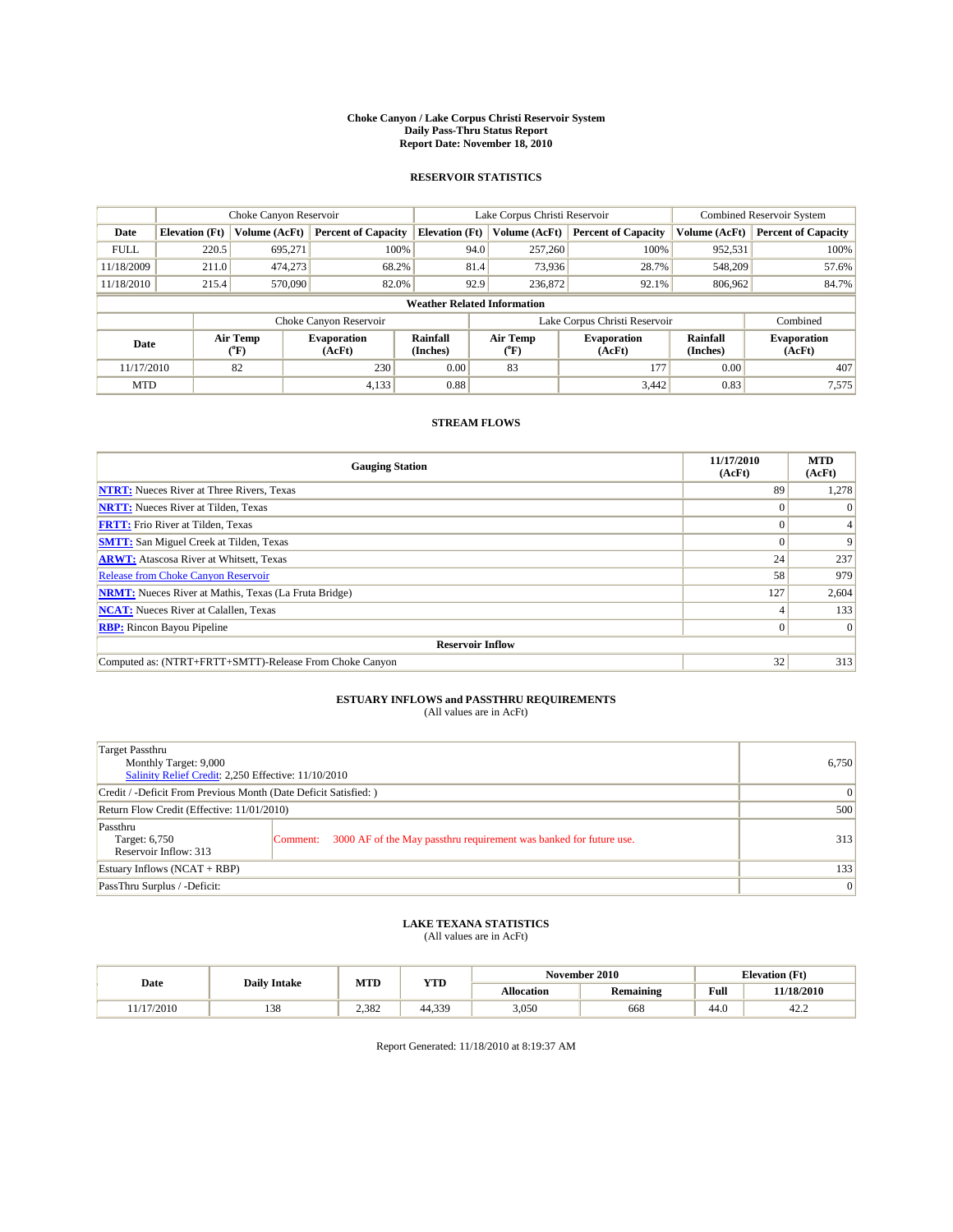**Choke Canyon / Lake Corpus Christi Reservoir System**
**Daily Pass-Thru Status Report**
**Report Date: November 18, 2010**

## RESERVOIR STATISTICS

| | Choke Canyon Reservoir | | | Lake Corpus Christi Reservoir | | | Combined Reservoir System | |
|---|---|---|---|---|---|---|---|---|
| **Date** | **Elevation (Ft)** | **Volume (AcFt)** | **Percent of Capacity** | **Elevation (Ft)** | **Volume (AcFt)** | **Percent of Capacity** | **Volume (AcFt)** | **Percent of Capacity** |
| FULL | 220.5 | 695,271 | 100% | 94.0 | 257,260 | 100% | 952,531 | 100% |
| 11/18/2009 | 211.0 | 474,273 | 68.2% | 81.4 | 73,936 | 28.7% | 548,209 | 57.6% |
| 11/18/2010 | 215.4 | 570,090 | 82.0% | 92.9 | 236,872 | 92.1% | 806,962 | 84.7% |

**Weather Related Information**

| | Choke Canyon Reservoir | | | Lake Corpus Christi Reservoir | | | Combined |
|---|---|---|---|---|---|---|---|
| **Date** | **Air Temp (°F)** | **Evaporation (AcFt)** | **Rainfall (Inches)** | **Air Temp (°F)** | **Evaporation (AcFt)** | **Rainfall (Inches)** | **Evaporation (AcFt)** |
| 11/17/2010 | 82 | 230 | 0.00 | 83 | 177 | 0.00 | 407 |
| MTD | | 4,133 | 0.88 | | 3,442 | 0.83 | 7,575 |

## STREAM FLOWS

| Gauging Station | 11/17/2010 (AcFt) | MTD (AcFt) |
|---|---|---|
| **NTRT:** Nueces River at Three Rivers, Texas | 89 | 1,278 |
| **NRTT:** Nueces River at Tilden, Texas | 0 | 0 |
| **FRTT:** Frio River at Tilden, Texas | 0 | 4 |
| **SMTT:** San Miguel Creek at Tilden, Texas | 0 | 9 |
| **ARWT:** Atascosa River at Whitsett, Texas | 24 | 237 |
| Release from Choke Canyon Reservoir | 58 | 979 |
| **NRMT:** Nueces River at Mathis, Texas (La Fruta Bridge) | 127 | 2,604 |
| **NCAT:** Nueces River at Calallen, Texas | 4 | 133 |
| **RBP:** Rincon Bayou Pipeline | 0 | 0 |
| **Reservoir Inflow** | | |
| Computed as: (NTRT+FRTT+SMTT)-Release From Choke Canyon | 32 | 313 |

## ESTUARY INFLOWS and PASSTHRU REQUIREMENTS
(All values are in AcFt)

| | |
|---|---|
| Target Passthru<br>Monthly Target: 9,000<br>Salinity Relief Credit: 2,250 Effective: 11/10/2010 | 6,750 |
| Credit / -Deficit From Previous Month (Date Deficit Satisfied: ) | 0 |
| Return Flow Credit (Effective: 11/01/2010) | 500 |
| Passthru<br>Target: 6,750<br>Reservoir Inflow: 313 — Comment: 3000 AF of the May passthru requirement was banked for future use. | 313 |
| Estuary Inflows (NCAT + RBP) | 133 |
| PassThru Surplus / -Deficit: | 0 |

## LAKE TEXANA STATISTICS
(All values are in AcFt)

| Date | Daily Intake | MTD | YTD | November 2010 | | Elevation (Ft) | |
|---|---|---|---|---|---|---|---|
| | | | | **Allocation** | **Remaining** | **Full** | **11/18/2010** |
| 11/17/2010 | 138 | 2,382 | 44,339 | 3,050 | 668 | 44.0 | 42.2 |

Report Generated: 11/18/2010 at 8:19:37 AM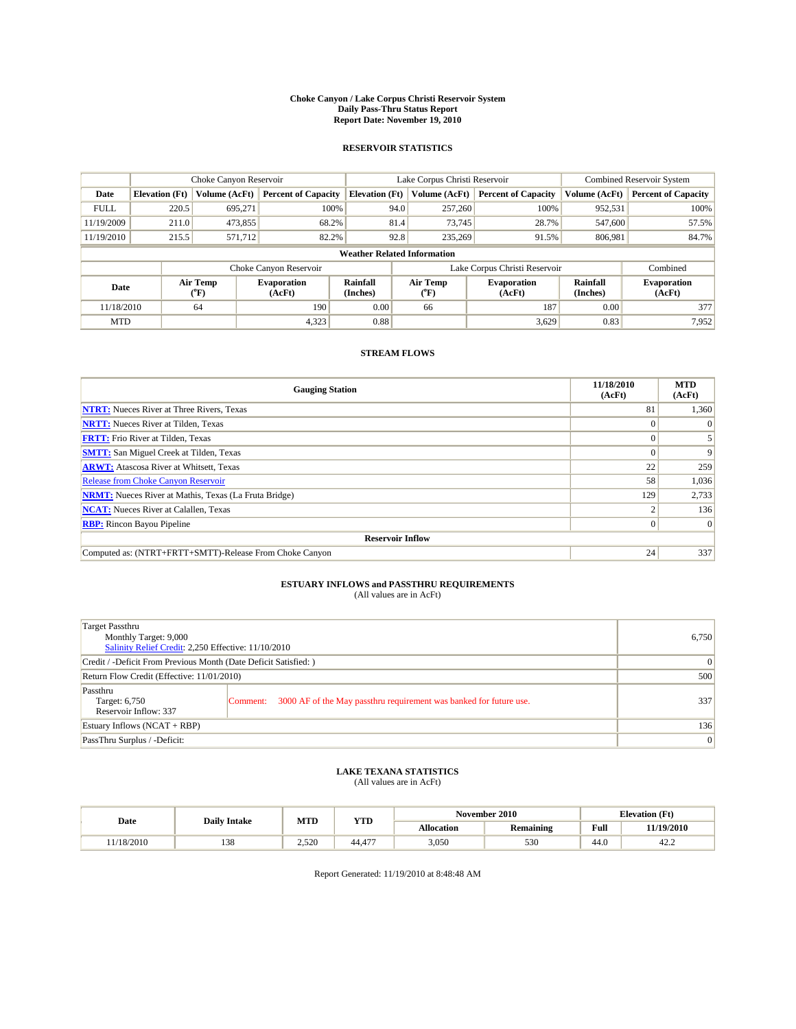# Choke Canyon / Lake Corpus Christi Reservoir System
## Daily Pass-Thru Status Report
## Report Date: November 19, 2010

### RESERVOIR STATISTICS

| | Choke Canyon Reservoir | | | Lake Corpus Christi Reservoir | | | Combined Reservoir System | |
|---|---|---|---|---|---|---|---|---|
| Date | Elevation (Ft) | Volume (AcFt) | Percent of Capacity | Elevation (Ft) | Volume (AcFt) | Percent of Capacity | Volume (AcFt) | Percent of Capacity |
| FULL | 220.5 | 695,271 | 100% | 94.0 | 257,260 | 100% | 952,531 | 100% |
| 11/19/2009 | 211.0 | 473,855 | 68.2% | 81.4 | 73,745 | 28.7% | 547,600 | 57.5% |
| 11/19/2010 | 215.5 | 571,712 | 82.2% | 92.8 | 235,269 | 91.5% | 806,981 | 84.7% |

**Weather Related Information**

| | Choke Canyon Reservoir | | | Lake Corpus Christi Reservoir | | | Combined |
|---|---|---|---|---|---|---|---|
| Date | Air Temp (°F) | Evaporation (AcFt) | Rainfall (Inches) | Air Temp (°F) | Evaporation (AcFt) | Rainfall (Inches) | Evaporation (AcFt) |
| 11/18/2010 | 64 | 190 | 0.00 | 66 | 187 | 0.00 | 377 |
| MTD | | 4,323 | 0.88 | | 3,629 | 0.83 | 7,952 |

### STREAM FLOWS

| Gauging Station | 11/18/2010 (AcFt) | MTD (AcFt) |
|---|---|---|
| NTRT: Nueces River at Three Rivers, Texas | 81 | 1,360 |
| NRTT: Nueces River at Tilden, Texas | 0 | 0 |
| FRTT: Frio River at Tilden, Texas | 0 | 5 |
| SMTT: San Miguel Creek at Tilden, Texas | 0 | 9 |
| ARWT: Atascosa River at Whitsett, Texas | 22 | 259 |
| Release from Choke Canyon Reservoir | 58 | 1,036 |
| NRMT: Nueces River at Mathis, Texas (La Fruta Bridge) | 129 | 2,733 |
| NCAT: Nueces River at Calallen, Texas | 2 | 136 |
| RBP: Rincon Bayou Pipeline | 0 | 0 |
| **Reservoir Inflow** | | |
| Computed as: (NTRT+FRTT+SMTT)-Release From Choke Canyon | 24 | 337 |

### ESTUARY INFLOWS and PASSTHRU REQUIREMENTS
(All values are in AcFt)

| | | |
|---|---|---|
| Target Passthru<br>Monthly Target: 9,000<br>Salinity Relief Credit: 2,250 Effective: 11/10/2010 | | 6,750 |
| Credit / -Deficit From Previous Month (Date Deficit Satisfied: ) | | 0 |
| Return Flow Credit (Effective: 11/01/2010) | | 500 |
| Passthru<br>Target: 6,750<br>Reservoir Inflow: 337 | Comment: 3000 AF of the May passthru requirement was banked for future use. | 337 |
| Estuary Inflows (NCAT + RBP) | | 136 |
| PassThru Surplus / -Deficit: | | 0 |

### LAKE TEXANA STATISTICS
(All values are in AcFt)

| Date | Daily Intake | MTD | YTD | November 2010 | | Elevation (Ft) | |
|---|---|---|---|---|---|---|---|
| | | | | Allocation | Remaining | Full | 11/19/2010 |
| 11/18/2010 | 138 | 2,520 | 44,477 | 3,050 | 530 | 44.0 | 42.2 |

Report Generated: 11/19/2010 at 8:48:48 AM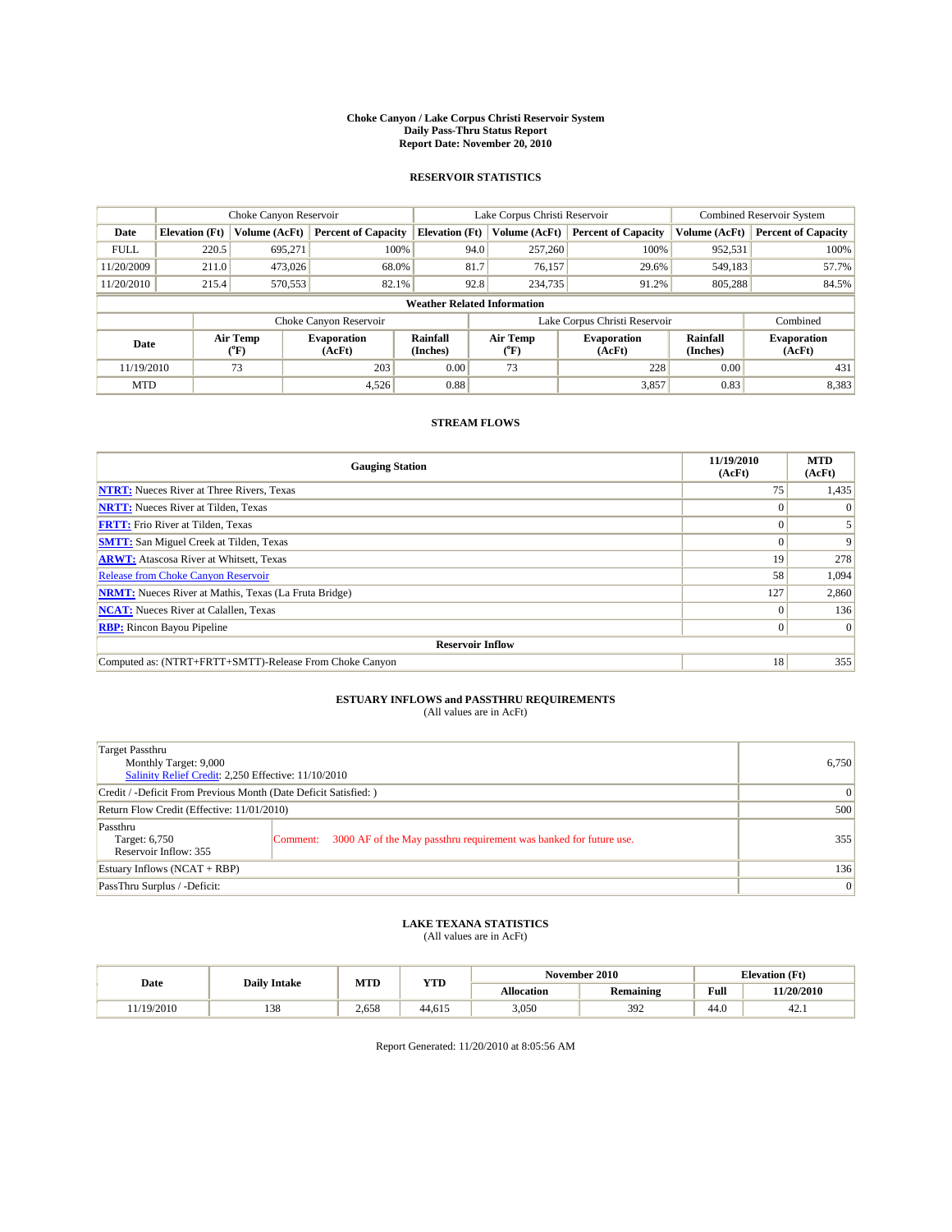**Choke Canyon / Lake Corpus Christi Reservoir System**
**Daily Pass-Thru Status Report**
**Report Date: November 20, 2010**

## RESERVOIR STATISTICS

| | Choke Canyon Reservoir | | | Lake Corpus Christi Reservoir | | | Combined Reservoir System | |
|---|---|---|---|---|---|---|---|---|
| **Date** | **Elevation (Ft)** | **Volume (AcFt)** | **Percent of Capacity** | **Elevation (Ft)** | **Volume (AcFt)** | **Percent of Capacity** | **Volume (AcFt)** | **Percent of Capacity** |
| FULL | 220.5 | 695,271 | 100% | 94.0 | 257,260 | 100% | 952,531 | 100% |
| 11/20/2009 | 211.0 | 473,026 | 68.0% | 81.7 | 76,157 | 29.6% | 549,183 | 57.7% |
| 11/20/2010 | 215.4 | 570,553 | 82.1% | 92.8 | 234,735 | 91.2% | 805,288 | 84.5% |

**Weather Related Information**

| | Choke Canyon Reservoir | | | Lake Corpus Christi Reservoir | | | Combined |
|---|---|---|---|---|---|---|---|
| **Date** | **Air Temp (°F)** | **Evaporation (AcFt)** | **Rainfall (Inches)** | **Air Temp (°F)** | **Evaporation (AcFt)** | **Rainfall (Inches)** | **Evaporation (AcFt)** |
| 11/19/2010 | 73 | 203 | 0.00 | 73 | 228 | 0.00 | 431 |
| MTD | | 4,526 | 0.88 | | 3,857 | 0.83 | 8,383 |

## STREAM FLOWS

| Gauging Station | 11/19/2010 (AcFt) | MTD (AcFt) |
|---|---|---|
| **NTRT:** Nueces River at Three Rivers, Texas | 75 | 1,435 |
| **NRTT:** Nueces River at Tilden, Texas | 0 | 0 |
| **FRTT:** Frio River at Tilden, Texas | 0 | 5 |
| **SMTT:** San Miguel Creek at Tilden, Texas | 0 | 9 |
| **ARWT:** Atascosa River at Whitsett, Texas | 19 | 278 |
| Release from Choke Canyon Reservoir | 58 | 1,094 |
| **NRMT:** Nueces River at Mathis, Texas (La Fruta Bridge) | 127 | 2,860 |
| **NCAT:** Nueces River at Calallen, Texas | 0 | 136 |
| **RBP:** Rincon Bayou Pipeline | 0 | 0 |
| **Reservoir Inflow** | | |
| Computed as: (NTRT+FRTT+SMTT)-Release From Choke Canyon | 18 | 355 |

## ESTUARY INFLOWS and PASSTHRU REQUIREMENTS
(All values are in AcFt)

| | |
|---|---|
| Target Passthru<br>Monthly Target: 9,000<br>Salinity Relief Credit: 2,250 Effective: 11/10/2010 | 6,750 |
| Credit / -Deficit From Previous Month (Date Deficit Satisfied: ) | 0 |
| Return Flow Credit (Effective: 11/01/2010) | 500 |
| Passthru<br>Target: 6,750<br>Reservoir Inflow: 355<br>Comment: 3000 AF of the May passthru requirement was banked for future use. | 355 |
| Estuary Inflows (NCAT + RBP) | 136 |
| PassThru Surplus / -Deficit: | 0 |

## LAKE TEXANA STATISTICS
(All values are in AcFt)

| Date | Daily Intake | MTD | YTD | November 2010 | | Elevation (Ft) | |
|---|---|---|---|---|---|---|---|
| | | | | **Allocation** | **Remaining** | **Full** | **11/20/2010** |
| 11/19/2010 | 138 | 2,658 | 44,615 | 3,050 | 392 | 44.0 | 42.1 |

Report Generated: 11/20/2010 at 8:05:56 AM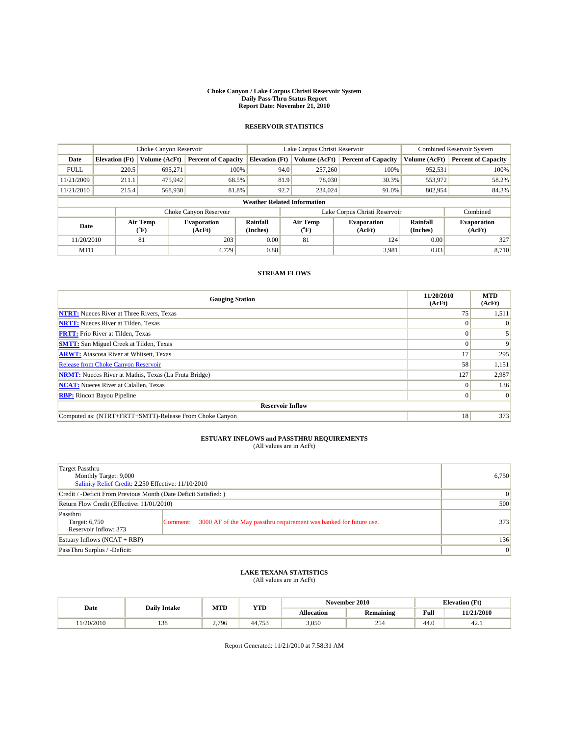# Choke Canyon / Lake Corpus Christi Reservoir System
## Daily Pass-Thru Status Report
## Report Date: November 21, 2010

### RESERVOIR STATISTICS

| | Choke Canyon Reservoir | | | Lake Corpus Christi Reservoir | | | Combined Reservoir System | |
|---|---|---|---|---|---|---|---|---|
| Date | Elevation (Ft) | Volume (AcFt) | Percent of Capacity | Elevation (Ft) | Volume (AcFt) | Percent of Capacity | Volume (AcFt) | Percent of Capacity |
| FULL | 220.5 | 695,271 | 100% | 94.0 | 257,260 | 100% | 952,531 | 100% |
| 11/21/2009 | 211.1 | 475,942 | 68.5% | 81.9 | 78,030 | 30.3% | 553,972 | 58.2% |
| 11/21/2010 | 215.4 | 568,930 | 81.8% | 92.7 | 234,024 | 91.0% | 802,954 | 84.3% |

**Weather Related Information**

| | Choke Canyon Reservoir | | | Lake Corpus Christi Reservoir | | | Combined |
|---|---|---|---|---|---|---|---|
| Date | Air Temp (°F) | Evaporation (AcFt) | Rainfall (Inches) | Air Temp (°F) | Evaporation (AcFt) | Rainfall (Inches) | Evaporation (AcFt) |
| 11/20/2010 | 81 | 203 | 0.00 | 81 | 124 | 0.00 | 327 |
| MTD | | 4,729 | 0.88 | | 3,981 | 0.83 | 8,710 |

### STREAM FLOWS

| Gauging Station | 11/20/2010 (AcFt) | MTD (AcFt) |
|---|---|---|
| NTRT: Nueces River at Three Rivers, Texas | 75 | 1,511 |
| NRTT: Nueces River at Tilden, Texas | 0 | 0 |
| FRTT: Frio River at Tilden, Texas | 0 | 5 |
| SMTT: San Miguel Creek at Tilden, Texas | 0 | 9 |
| ARWT: Atascosa River at Whitsett, Texas | 17 | 295 |
| Release from Choke Canyon Reservoir | 58 | 1,151 |
| NRMT: Nueces River at Mathis, Texas (La Fruta Bridge) | 127 | 2,987 |
| NCAT: Nueces River at Calallen, Texas | 0 | 136 |
| RBP: Rincon Bayou Pipeline | 0 | 0 |
| **Reservoir Inflow** | | |
| Computed as: (NTRT+FRTT+SMTT)-Release From Choke Canyon | 18 | 373 |

### ESTUARY INFLOWS and PASSTHRU REQUIREMENTS
(All values are in AcFt)

| | |
|---|---|
| Target Passthru<br>Monthly Target: 9,000<br>Salinity Relief Credit: 2,250 Effective: 11/10/2010 | 6,750 |
| Credit / -Deficit From Previous Month (Date Deficit Satisfied: ) | 0 |
| Return Flow Credit (Effective: 11/01/2010) | 500 |
| Passthru<br>Target: 6,750<br>Reservoir Inflow: 373<br>Comment: 3000 AF of the May passthru requirement was banked for future use. | 373 |
| Estuary Inflows (NCAT + RBP) | 136 |
| PassThru Surplus / -Deficit: | 0 |

### LAKE TEXANA STATISTICS
(All values are in AcFt)

| Date | Daily Intake | MTD | YTD | November 2010 | | Elevation (Ft) | |
|---|---|---|---|---|---|---|---|
| | | | | Allocation | Remaining | Full | 11/21/2010 |
| 11/20/2010 | 138 | 2,796 | 44,753 | 3,050 | 254 | 44.0 | 42.1 |

Report Generated: 11/21/2010 at 7:58:31 AM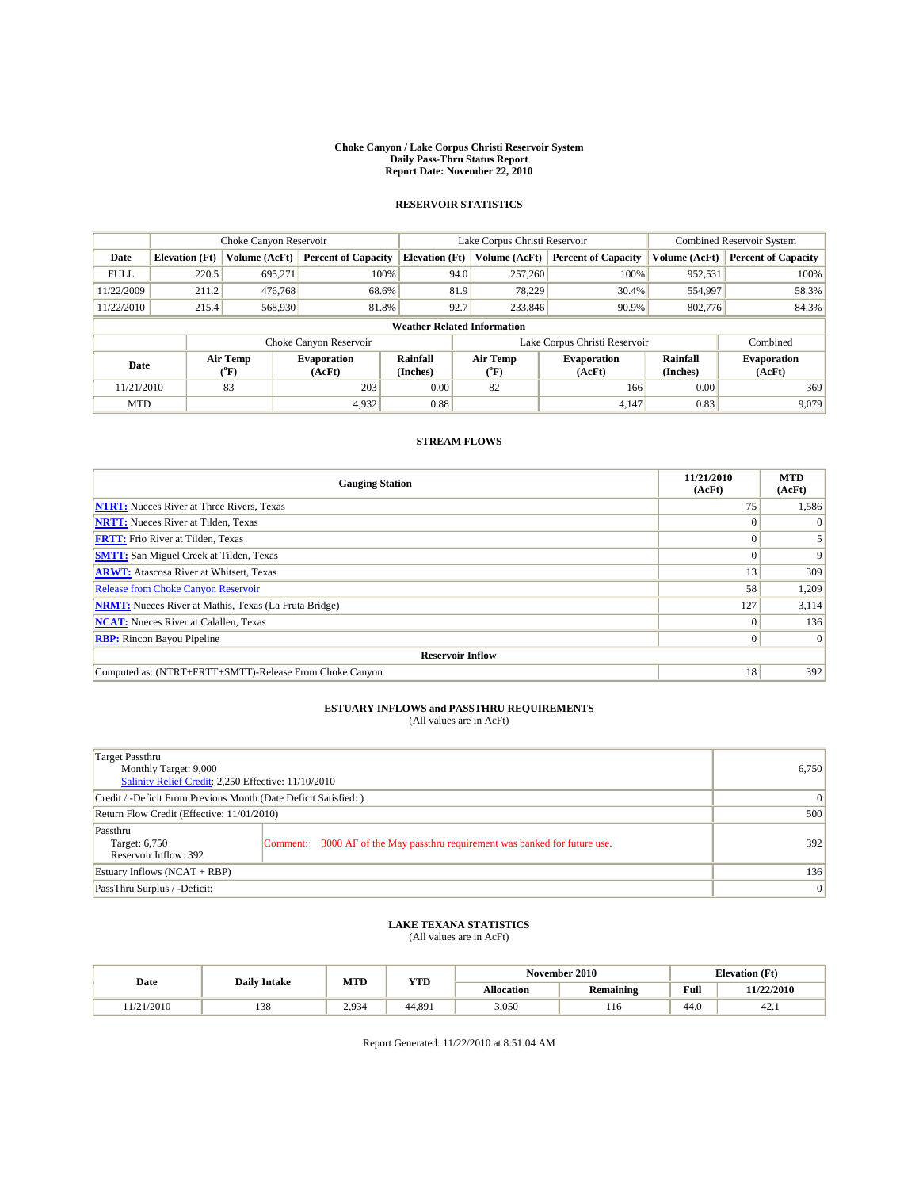**Choke Canyon / Lake Corpus Christi Reservoir System**
**Daily Pass-Thru Status Report**
**Report Date: November 22, 2010**

## RESERVOIR STATISTICS

| | Choke Canyon Reservoir | | | Lake Corpus Christi Reservoir | | | Combined Reservoir System | |
|---|---|---|---|---|---|---|---|---|
| Date | Elevation (Ft) | Volume (AcFt) | Percent of Capacity | Elevation (Ft) | Volume (AcFt) | Percent of Capacity | Volume (AcFt) | Percent of Capacity |
| FULL | 220.5 | 695,271 | 100% | 94.0 | 257,260 | 100% | 952,531 | 100% |
| 11/22/2009 | 211.2 | 476,768 | 68.6% | 81.9 | 78,229 | 30.4% | 554,997 | 58.3% |
| 11/22/2010 | 215.4 | 568,930 | 81.8% | 92.7 | 233,846 | 90.9% | 802,776 | 84.3% |

**Weather Related Information**

| | Choke Canyon Reservoir | | | Lake Corpus Christi Reservoir | | | Combined |
|---|---|---|---|---|---|---|---|
| Date | Air Temp (°F) | Evaporation (AcFt) | Rainfall (Inches) | Air Temp (°F) | Evaporation (AcFt) | Rainfall (Inches) | Evaporation (AcFt) |
| 11/21/2010 | 83 | 203 | 0.00 | 82 | 166 | 0.00 | 369 |
| MTD | | 4,932 | 0.88 | | 4,147 | 0.83 | 9,079 |

## STREAM FLOWS

| Gauging Station | 11/21/2010 (AcFt) | MTD (AcFt) |
|---|---|---|
| **NTRT:** Nueces River at Three Rivers, Texas | 75 | 1,586 |
| **NRTT:** Nueces River at Tilden, Texas | 0 | 0 |
| **FRTT:** Frio River at Tilden, Texas | 0 | 5 |
| **SMTT:** San Miguel Creek at Tilden, Texas | 0 | 9 |
| **ARWT:** Atascosa River at Whitsett, Texas | 13 | 309 |
| Release from Choke Canyon Reservoir | 58 | 1,209 |
| **NRMT:** Nueces River at Mathis, Texas (La Fruta Bridge) | 127 | 3,114 |
| **NCAT:** Nueces River at Calallen, Texas | 0 | 136 |
| **RBP:** Rincon Bayou Pipeline | 0 | 0 |
| **Reservoir Inflow** | | |
| Computed as: (NTRT+FRTT+SMTT)-Release From Choke Canyon | 18 | 392 |

## ESTUARY INFLOWS and PASSTHRU REQUIREMENTS
(All values are in AcFt)

| | |
|---|---|
| Target Passthru<br>Monthly Target: 9,000<br>Salinity Relief Credit: 2,250 Effective: 11/10/2010 | 6,750 |
| Credit / -Deficit From Previous Month (Date Deficit Satisfied: ) | 0 |
| Return Flow Credit (Effective: 11/01/2010) | 500 |
| Passthru<br>Target: 6,750<br>Reservoir Inflow: 392<br>Comment: 3000 AF of the May passthru requirement was banked for future use. | 392 |
| Estuary Inflows (NCAT + RBP) | 136 |
| PassThru Surplus / -Deficit: | 0 |

## LAKE TEXANA STATISTICS
(All values are in AcFt)

| Date | Daily Intake | MTD | YTD | November 2010 | | Elevation (Ft) | |
|---|---|---|---|---|---|---|---|
| | | | | Allocation | Remaining | Full | 11/22/2010 |
| 11/21/2010 | 138 | 2,934 | 44,891 | 3,050 | 116 | 44.0 | 42.1 |

Report Generated: 11/22/2010 at 8:51:04 AM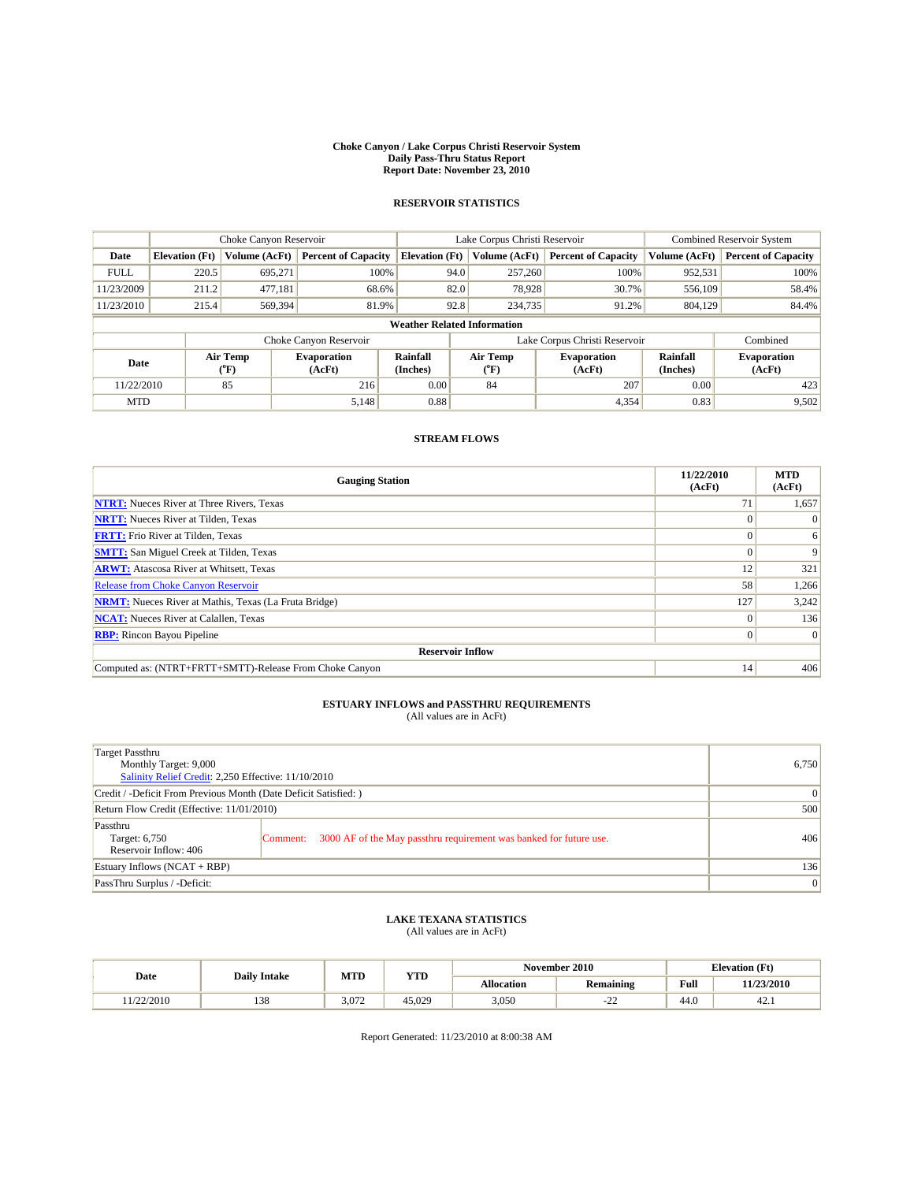**Choke Canyon / Lake Corpus Christi Reservoir System**
**Daily Pass-Thru Status Report**
**Report Date: November 23, 2010**

## RESERVOIR STATISTICS

| | Choke Canyon Reservoir | | | Lake Corpus Christi Reservoir | | | Combined Reservoir System | |
|---|---|---|---|---|---|---|---|---|
| Date | Elevation (Ft) | Volume (AcFt) | Percent of Capacity | Elevation (Ft) | Volume (AcFt) | Percent of Capacity | Volume (AcFt) | Percent of Capacity |
| FULL | 220.5 | 695,271 | 100% | 94.0 | 257,260 | 100% | 952,531 | 100% |
| 11/23/2009 | 211.2 | 477,181 | 68.6% | 82.0 | 78,928 | 30.7% | 556,109 | 58.4% |
| 11/23/2010 | 215.4 | 569,394 | 81.9% | 92.8 | 234,735 | 91.2% | 804,129 | 84.4% |

**Weather Related Information**

| | Choke Canyon Reservoir | | | Lake Corpus Christi Reservoir | | | Combined |
|---|---|---|---|---|---|---|---|
| Date | Air Temp (°F) | Evaporation (AcFt) | Rainfall (Inches) | Air Temp (°F) | Evaporation (AcFt) | Rainfall (Inches) | Evaporation (AcFt) |
| 11/22/2010 | 85 | 216 | 0.00 | 84 | 207 | 0.00 | 423 |
| MTD | | 5,148 | 0.88 | | 4,354 | 0.83 | 9,502 |

## STREAM FLOWS

| Gauging Station | 11/22/2010 (AcFt) | MTD (AcFt) |
|---|---|---|
| **NTRT:** Nueces River at Three Rivers, Texas | 71 | 1,657 |
| **NRTT:** Nueces River at Tilden, Texas | 0 | 0 |
| **FRTT:** Frio River at Tilden, Texas | 0 | 6 |
| **SMTT:** San Miguel Creek at Tilden, Texas | 0 | 9 |
| **ARWT:** Atascosa River at Whitsett, Texas | 12 | 321 |
| Release from Choke Canyon Reservoir | 58 | 1,266 |
| **NRMT:** Nueces River at Mathis, Texas (La Fruta Bridge) | 127 | 3,242 |
| **NCAT:** Nueces River at Calallen, Texas | 0 | 136 |
| **RBP:** Rincon Bayou Pipeline | 0 | 0 |
| **Reservoir Inflow** | | |
| Computed as: (NTRT+FRTT+SMTT)-Release From Choke Canyon | 14 | 406 |

## ESTUARY INFLOWS and PASSTHRU REQUIREMENTS
(All values are in AcFt)

| | | |
|---|---|---|
| Target Passthru<br>Monthly Target: 9,000<br>Salinity Relief Credit: 2,250 Effective: 11/10/2010 | | 6,750 |
| Credit / -Deficit From Previous Month (Date Deficit Satisfied: ) | | 0 |
| Return Flow Credit (Effective: 11/01/2010) | | 500 |
| Passthru<br>Target: 6,750<br>Reservoir Inflow: 406 | Comment: 3000 AF of the May passthru requirement was banked for future use. | 406 |
| Estuary Inflows (NCAT + RBP) | | 136 |
| PassThru Surplus / -Deficit: | | 0 |

## LAKE TEXANA STATISTICS
(All values are in AcFt)

| Date | Daily Intake | MTD | YTD | November 2010 | | Elevation (Ft) | |
|---|---|---|---|---|---|---|---|
| | | | | Allocation | Remaining | Full | 11/23/2010 |
| 11/22/2010 | 138 | 3,072 | 45,029 | 3,050 | -22 | 44.0 | 42.1 |

Report Generated: 11/23/2010 at 8:00:38 AM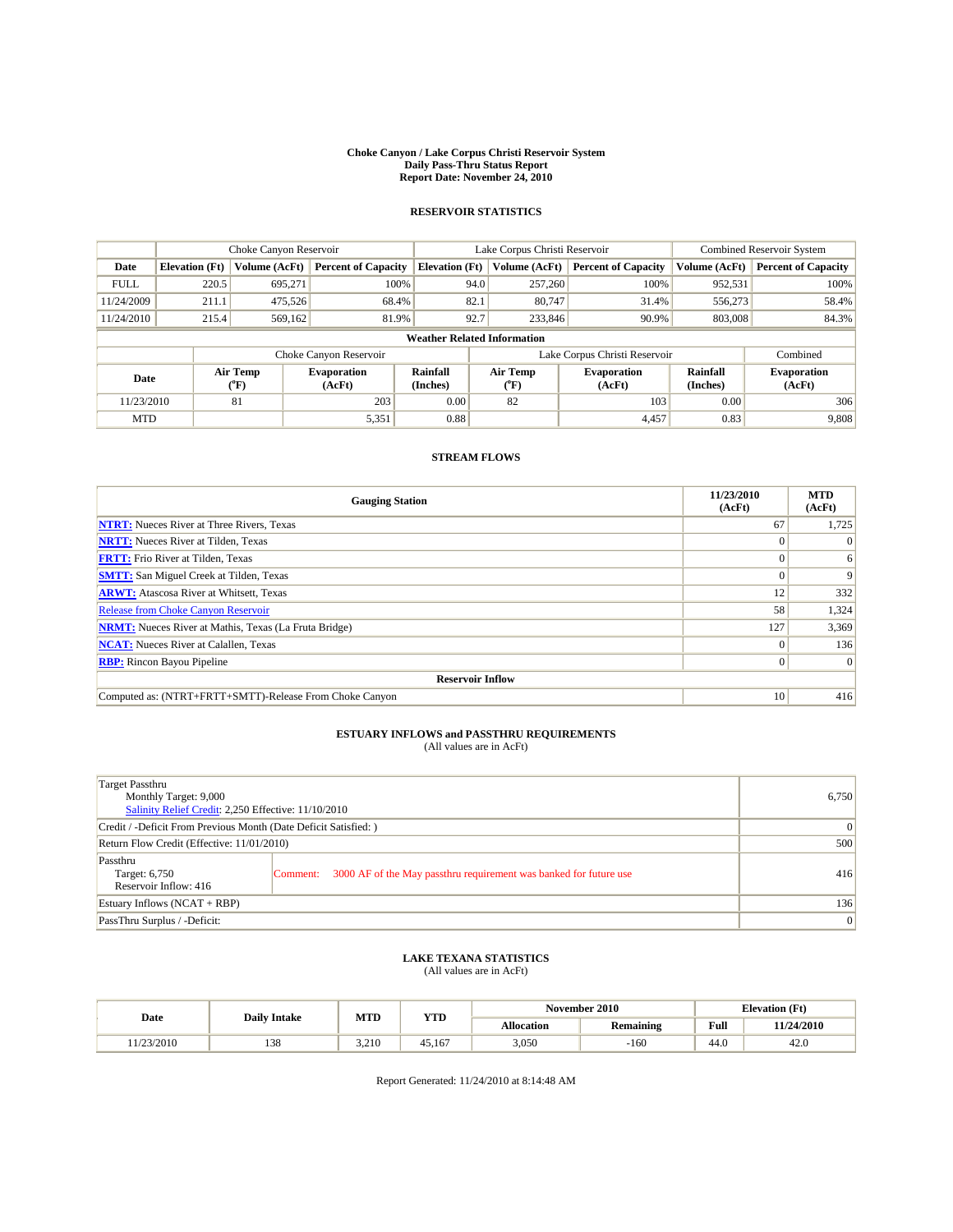**Choke Canyon / Lake Corpus Christi Reservoir System**
**Daily Pass-Thru Status Report**
**Report Date: November 24, 2010**

## RESERVOIR STATISTICS

| | Choke Canyon Reservoir | | | Lake Corpus Christi Reservoir | | | Combined Reservoir System | |
|---|---|---|---|---|---|---|---|---|
| Date | Elevation (Ft) | Volume (AcFt) | Percent of Capacity | Elevation (Ft) | Volume (AcFt) | Percent of Capacity | Volume (AcFt) | Percent of Capacity |
| FULL | 220.5 | 695,271 | 100% | 94.0 | 257,260 | 100% | 952,531 | 100% |
| 11/24/2009 | 211.1 | 475,526 | 68.4% | 82.1 | 80,747 | 31.4% | 556,273 | 58.4% |
| 11/24/2010 | 215.4 | 569,162 | 81.9% | 92.7 | 233,846 | 90.9% | 803,008 | 84.3% |

**Weather Related Information**

| | Choke Canyon Reservoir | | | Lake Corpus Christi Reservoir | | | Combined |
|---|---|---|---|---|---|---|---|
| Date | Air Temp (°F) | Evaporation (AcFt) | Rainfall (Inches) | Air Temp (°F) | Evaporation (AcFt) | Rainfall (Inches) | Evaporation (AcFt) |
| 11/23/2010 | 81 | 203 | 0.00 | 82 | 103 | 0.00 | 306 |
| MTD | | 5,351 | 0.88 | | 4,457 | 0.83 | 9,808 |

## STREAM FLOWS

| Gauging Station | 11/23/2010 (AcFt) | MTD (AcFt) |
|---|---|---|
| **NTRT:** Nueces River at Three Rivers, Texas | 67 | 1,725 |
| **NRTT:** Nueces River at Tilden, Texas | 0 | 0 |
| **FRTT:** Frio River at Tilden, Texas | 0 | 6 |
| **SMTT:** San Miguel Creek at Tilden, Texas | 0 | 9 |
| **ARWT:** Atascosa River at Whitsett, Texas | 12 | 332 |
| Release from Choke Canyon Reservoir | 58 | 1,324 |
| **NRMT:** Nueces River at Mathis, Texas (La Fruta Bridge) | 127 | 3,369 |
| **NCAT:** Nueces River at Calallen, Texas | 0 | 136 |
| **RBP:** Rincon Bayou Pipeline | 0 | 0 |
| **Reservoir Inflow** | | |
| Computed as: (NTRT+FRTT+SMTT)-Release From Choke Canyon | 10 | 416 |

## ESTUARY INFLOWS and PASSTHRU REQUIREMENTS
(All values are in AcFt)

| | |
|---|---|
| Target Passthru<br>Monthly Target: 9,000<br>Salinity Relief Credit: 2,250 Effective: 11/10/2010 | 6,750 |
| Credit / -Deficit From Previous Month (Date Deficit Satisfied: ) | 0 |
| Return Flow Credit (Effective: 11/01/2010) | 500 |
| Passthru<br>Target: 6,750<br>Reservoir Inflow: 416<br>Comment: 3000 AF of the May passthru requirement was banked for future use | 416 |
| Estuary Inflows (NCAT + RBP) | 136 |
| PassThru Surplus / -Deficit: | 0 |

## LAKE TEXANA STATISTICS
(All values are in AcFt)

| Date | Daily Intake | MTD | YTD | November 2010 | | Elevation (Ft) | |
|---|---|---|---|---|---|---|---|
| | | | | Allocation | Remaining | Full | 11/24/2010 |
| 11/23/2010 | 138 | 3,210 | 45,167 | 3,050 | -160 | 44.0 | 42.0 |

Report Generated: 11/24/2010 at 8:14:48 AM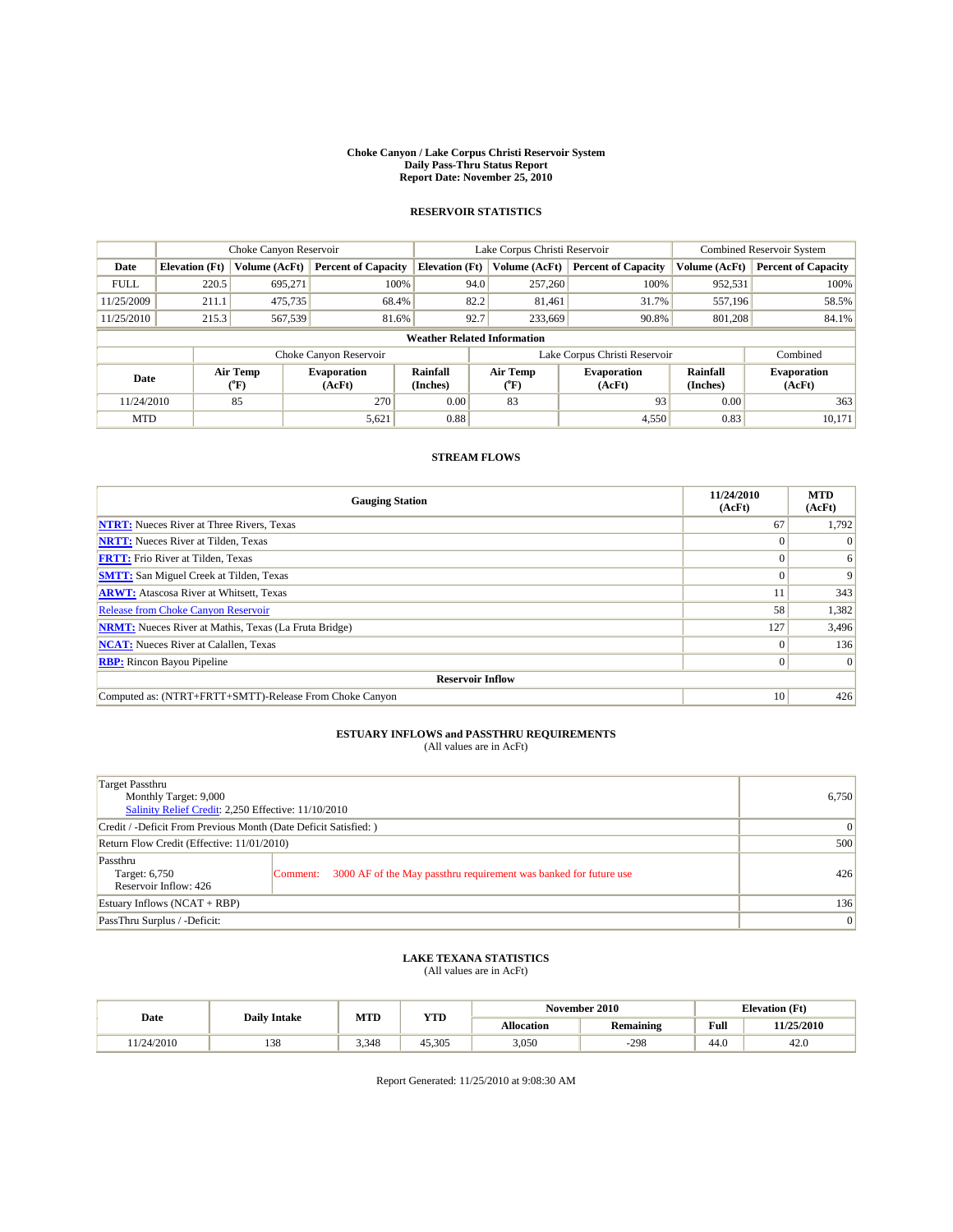**Choke Canyon / Lake Corpus Christi Reservoir System**
**Daily Pass-Thru Status Report**
**Report Date: November 25, 2010**

## RESERVOIR STATISTICS

| | Choke Canyon Reservoir | | | Lake Corpus Christi Reservoir | | | Combined Reservoir System | |
|---|---|---|---|---|---|---|---|---|
| Date | Elevation (Ft) | Volume (AcFt) | Percent of Capacity | Elevation (Ft) | Volume (AcFt) | Percent of Capacity | Volume (AcFt) | Percent of Capacity |
| FULL | 220.5 | 695,271 | 100% | 94.0 | 257,260 | 100% | 952,531 | 100% |
| 11/25/2009 | 211.1 | 475,735 | 68.4% | 82.2 | 81,461 | 31.7% | 557,196 | 58.5% |
| 11/25/2010 | 215.3 | 567,539 | 81.6% | 92.7 | 233,669 | 90.8% | 801,208 | 84.1% |

**Weather Related Information**

| | Choke Canyon Reservoir | | | Lake Corpus Christi Reservoir | | | Combined |
|---|---|---|---|---|---|---|---|
| Date | Air Temp (°F) | Evaporation (AcFt) | Rainfall (Inches) | Air Temp (°F) | Evaporation (AcFt) | Rainfall (Inches) | Evaporation (AcFt) |
| 11/24/2010 | 85 | 270 | 0.00 | 83 | 93 | 0.00 | 363 |
| MTD | | 5,621 | 0.88 | | 4,550 | 0.83 | 10,171 |

## STREAM FLOWS

| Gauging Station | 11/24/2010 (AcFt) | MTD (AcFt) |
|---|---|---|
| **NTRT:** Nueces River at Three Rivers, Texas | 67 | 1,792 |
| **NRTT:** Nueces River at Tilden, Texas | 0 | 0 |
| **FRTT:** Frio River at Tilden, Texas | 0 | 6 |
| **SMTT:** San Miguel Creek at Tilden, Texas | 0 | 9 |
| **ARWT:** Atascosa River at Whitsett, Texas | 11 | 343 |
| Release from Choke Canyon Reservoir | 58 | 1,382 |
| **NRMT:** Nueces River at Mathis, Texas (La Fruta Bridge) | 127 | 3,496 |
| **NCAT:** Nueces River at Calallen, Texas | 0 | 136 |
| **RBP:** Rincon Bayou Pipeline | 0 | 0 |
| **Reservoir Inflow** | | |
| Computed as: (NTRT+FRTT+SMTT)-Release From Choke Canyon | 10 | 426 |

## ESTUARY INFLOWS and PASSTHRU REQUIREMENTS

(All values are in AcFt)

| | |
|---|---|
| Target Passthru<br>Monthly Target: 9,000<br>Salinity Relief Credit: 2,250 Effective: 11/10/2010 | 6,750 |
| Credit / -Deficit From Previous Month (Date Deficit Satisfied: ) | 0 |
| Return Flow Credit (Effective: 11/01/2010) | 500 |
| Passthru<br>Target: 6,750<br>Reservoir Inflow: 426<br>Comment: 3000 AF of the May passthru requirement was banked for future use | 426 |
| Estuary Inflows (NCAT + RBP) | 136 |
| PassThru Surplus / -Deficit: | 0 |

## LAKE TEXANA STATISTICS

(All values are in AcFt)

| Date | Daily Intake | MTD | YTD | November 2010 | | Elevation (Ft) | |
|---|---|---|---|---|---|---|---|
| | | | | Allocation | Remaining | Full | 11/25/2010 |
| 11/24/2010 | 138 | 3,348 | 45,305 | 3,050 | -298 | 44.0 | 42.0 |

Report Generated: 11/25/2010 at 9:08:30 AM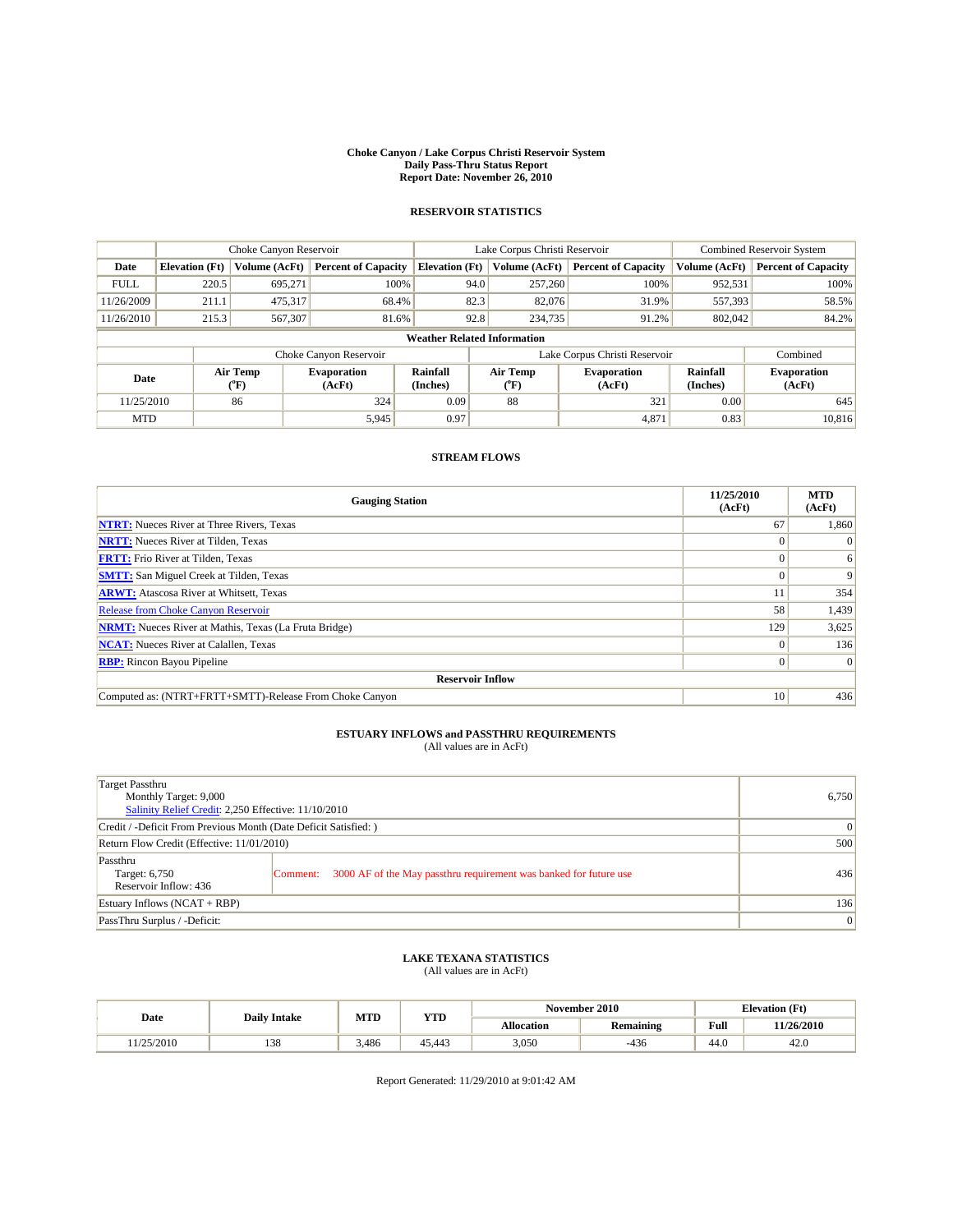**Choke Canyon / Lake Corpus Christi Reservoir System**
**Daily Pass-Thru Status Report**
**Report Date: November 26, 2010**

## RESERVOIR STATISTICS

| | Choke Canyon Reservoir | | | Lake Corpus Christi Reservoir | | | Combined Reservoir System | |
|---|---|---|---|---|---|---|---|---|
| Date | Elevation (Ft) | Volume (AcFt) | Percent of Capacity | Elevation (Ft) | Volume (AcFt) | Percent of Capacity | Volume (AcFt) | Percent of Capacity |
| FULL | 220.5 | 695,271 | 100% | 94.0 | 257,260 | 100% | 952,531 | 100% |
| 11/26/2009 | 211.1 | 475,317 | 68.4% | 82.3 | 82,076 | 31.9% | 557,393 | 58.5% |
| 11/26/2010 | 215.3 | 567,307 | 81.6% | 92.8 | 234,735 | 91.2% | 802,042 | 84.2% |

**Weather Related Information**

| | Choke Canyon Reservoir | | | Lake Corpus Christi Reservoir | | | Combined |
|---|---|---|---|---|---|---|---|
| Date | Air Temp (°F) | Evaporation (AcFt) | Rainfall (Inches) | Air Temp (°F) | Evaporation (AcFt) | Rainfall (Inches) | Evaporation (AcFt) |
| 11/25/2010 | 86 | 324 | 0.09 | 88 | 321 | 0.00 | 645 |
| MTD | | 5,945 | 0.97 | | 4,871 | 0.83 | 10,816 |

## STREAM FLOWS

| Gauging Station | 11/25/2010 (AcFt) | MTD (AcFt) |
|---|---|---|
| NTRT: Nueces River at Three Rivers, Texas | 67 | 1,860 |
| NRTT: Nueces River at Tilden, Texas | 0 | 0 |
| FRTT: Frio River at Tilden, Texas | 0 | 6 |
| SMTT: San Miguel Creek at Tilden, Texas | 0 | 9 |
| ARWT: Atascosa River at Whitsett, Texas | 11 | 354 |
| Release from Choke Canyon Reservoir | 58 | 1,439 |
| NRMT: Nueces River at Mathis, Texas (La Fruta Bridge) | 129 | 3,625 |
| NCAT: Nueces River at Calallen, Texas | 0 | 136 |
| RBP: Rincon Bayou Pipeline | 0 | 0 |
| **Reservoir Inflow** | | |
| Computed as: (NTRT+FRTT+SMTT)-Release From Choke Canyon | 10 | 436 |

## ESTUARY INFLOWS and PASSTHRU REQUIREMENTS
(All values are in AcFt)

| | |
|---|---|
| Target Passthru<br>Monthly Target: 9,000<br>Salinity Relief Credit: 2,250 Effective: 11/10/2010 | 6,750 |
| Credit / -Deficit From Previous Month (Date Deficit Satisfied: ) | 0 |
| Return Flow Credit (Effective: 11/01/2010) | 500 |
| Passthru<br>Target: 6,750<br>Reservoir Inflow: 436<br>Comment: 3000 AF of the May passthru requirement was banked for future use | 436 |
| Estuary Inflows (NCAT + RBP) | 136 |
| PassThru Surplus / -Deficit: | 0 |

## LAKE TEXANA STATISTICS
(All values are in AcFt)

| Date | Daily Intake | MTD | YTD | November 2010 | | Elevation (Ft) | |
|---|---|---|---|---|---|---|---|
| | | | | Allocation | Remaining | Full | 11/26/2010 |
| 11/25/2010 | 138 | 3,486 | 45,443 | 3,050 | -436 | 44.0 | 42.0 |

Report Generated: 11/29/2010 at 9:01:42 AM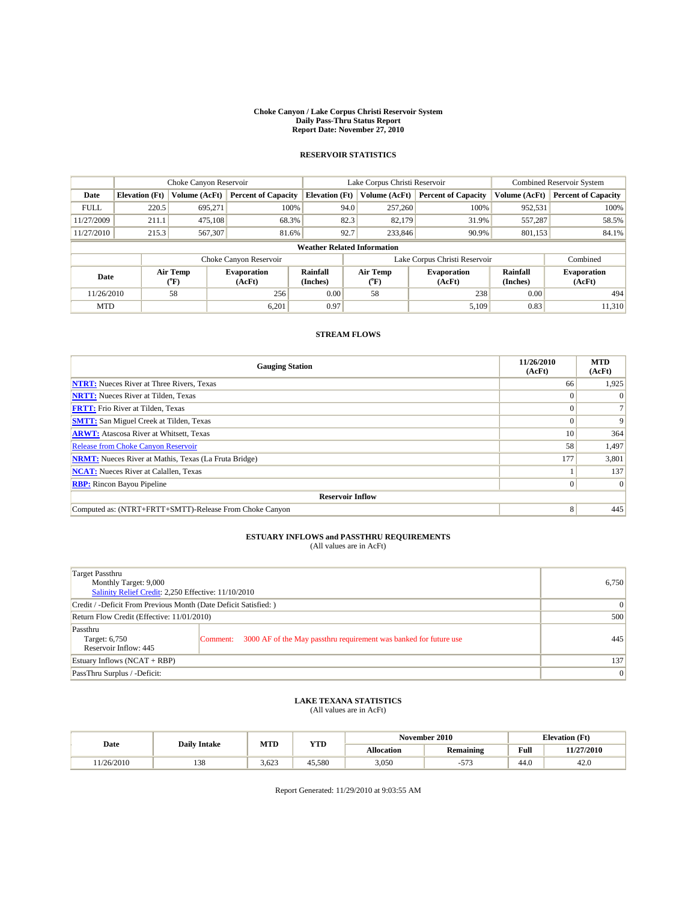**Choke Canyon / Lake Corpus Christi Reservoir System**
**Daily Pass-Thru Status Report**
**Report Date: November 27, 2010**

## RESERVOIR STATISTICS

| | Choke Canyon Reservoir | | | Lake Corpus Christi Reservoir | | | Combined Reservoir System | |
|---|---|---|---|---|---|---|---|---|
| Date | Elevation (Ft) | Volume (AcFt) | Percent of Capacity | Elevation (Ft) | Volume (AcFt) | Percent of Capacity | Volume (AcFt) | Percent of Capacity |
| FULL | 220.5 | 695,271 | 100% | 94.0 | 257,260 | 100% | 952,531 | 100% |
| 11/27/2009 | 211.1 | 475,108 | 68.3% | 82.3 | 82,179 | 31.9% | 557,287 | 58.5% |
| 11/27/2010 | 215.3 | 567,307 | 81.6% | 92.7 | 233,846 | 90.9% | 801,153 | 84.1% |

**Weather Related Information**

| | Choke Canyon Reservoir | | | Lake Corpus Christi Reservoir | | | Combined |
|---|---|---|---|---|---|---|---|
| Date | Air Temp (°F) | Evaporation (AcFt) | Rainfall (Inches) | Air Temp (°F) | Evaporation (AcFt) | Rainfall (Inches) | Evaporation (AcFt) |
| 11/26/2010 | 58 | 256 | 0.00 | 58 | 238 | 0.00 | 494 |
| MTD | | 6,201 | 0.97 | | 5,109 | 0.83 | 11,310 |

## STREAM FLOWS

| Gauging Station | 11/26/2010 (AcFt) | MTD (AcFt) |
|---|---|---|
| NTRT: Nueces River at Three Rivers, Texas | 66 | 1,925 |
| NRTT: Nueces River at Tilden, Texas | 0 | 0 |
| FRTT: Frio River at Tilden, Texas | 0 | 7 |
| SMTT: San Miguel Creek at Tilden, Texas | 0 | 9 |
| ARWT: Atascosa River at Whitsett, Texas | 10 | 364 |
| Release from Choke Canyon Reservoir | 58 | 1,497 |
| NRMT: Nueces River at Mathis, Texas (La Fruta Bridge) | 177 | 3,801 |
| NCAT: Nueces River at Calallen, Texas | 1 | 137 |
| RBP: Rincon Bayou Pipeline | 0 | 0 |
| **Reservoir Inflow** | | |
| Computed as: (NTRT+FRTT+SMTT)-Release From Choke Canyon | 8 | 445 |

## ESTUARY INFLOWS and PASSTHRU REQUIREMENTS
(All values are in AcFt)

| | | |
|---|---|---|
| Target Passthru<br>Monthly Target: 9,000<br>Salinity Relief Credit: 2,250 Effective: 11/10/2010 | | 6,750 |
| Credit / -Deficit From Previous Month (Date Deficit Satisfied: ) | | 0 |
| Return Flow Credit (Effective: 11/01/2010) | | 500 |
| Passthru<br>Target: 6,750<br>Reservoir Inflow: 445 | Comment: 3000 AF of the May passthru requirement was banked for future use | 445 |
| Estuary Inflows (NCAT + RBP) | | 137 |
| PassThru Surplus / -Deficit: | | 0 |

## LAKE TEXANA STATISTICS
(All values are in AcFt)

| Date | Daily Intake | MTD | YTD | November 2010 | | Elevation (Ft) | |
|---|---|---|---|---|---|---|---|
| | | | | Allocation | Remaining | Full | 11/27/2010 |
| 11/26/2010 | 138 | 3,623 | 45,580 | 3,050 | -573 | 44.0 | 42.0 |

Report Generated: 11/29/2010 at 9:03:55 AM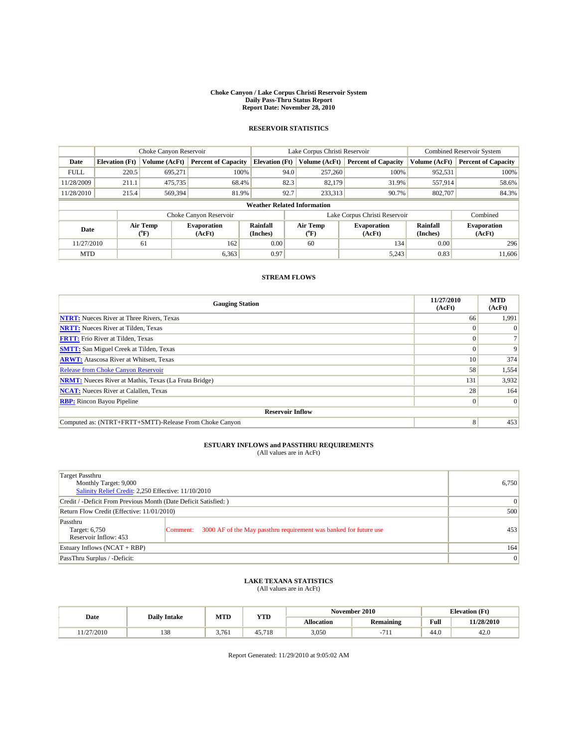**Choke Canyon / Lake Corpus Christi Reservoir System**
**Daily Pass-Thru Status Report**
**Report Date: November 28, 2010**

## RESERVOIR STATISTICS

| | Choke Canyon Reservoir | | | Lake Corpus Christi Reservoir | | | Combined Reservoir System | |
|---|---|---|---|---|---|---|---|---|
| Date | Elevation (Ft) | Volume (AcFt) | Percent of Capacity | Elevation (Ft) | Volume (AcFt) | Percent of Capacity | Volume (AcFt) | Percent of Capacity |
| FULL | 220.5 | 695,271 | 100% | 94.0 | 257,260 | 100% | 952,531 | 100% |
| 11/28/2009 | 211.1 | 475,735 | 68.4% | 82.3 | 82,179 | 31.9% | 557,914 | 58.6% |
| 11/28/2010 | 215.4 | 569,394 | 81.9% | 92.7 | 233,313 | 90.7% | 802,707 | 84.3% |

**Weather Related Information**

| | Choke Canyon Reservoir | | | Lake Corpus Christi Reservoir | | | Combined |
|---|---|---|---|---|---|---|---|
| Date | Air Temp (°F) | Evaporation (AcFt) | Rainfall (Inches) | Air Temp (°F) | Evaporation (AcFt) | Rainfall (Inches) | Evaporation (AcFt) |
| 11/27/2010 | 61 | 162 | 0.00 | 60 | 134 | 0.00 | 296 |
| MTD | | 6,363 | 0.97 | | 5,243 | 0.83 | 11,606 |

## STREAM FLOWS

| Gauging Station | 11/27/2010 (AcFt) | MTD (AcFt) |
|---|---|---|
| NTRT: Nueces River at Three Rivers, Texas | 66 | 1,991 |
| NRTT: Nueces River at Tilden, Texas | 0 | 0 |
| FRTT: Frio River at Tilden, Texas | 0 | 7 |
| SMTT: San Miguel Creek at Tilden, Texas | 0 | 9 |
| ARWT: Atascosa River at Whitsett, Texas | 10 | 374 |
| Release from Choke Canyon Reservoir | 58 | 1,554 |
| NRMT: Nueces River at Mathis, Texas (La Fruta Bridge) | 131 | 3,932 |
| NCAT: Nueces River at Calallen, Texas | 28 | 164 |
| RBP: Rincon Bayou Pipeline | 0 | 0 |
| **Reservoir Inflow** | | |
| Computed as: (NTRT+FRTT+SMTT)-Release From Choke Canyon | 8 | 453 |

## ESTUARY INFLOWS and PASSTHRU REQUIREMENTS

(All values are in AcFt)

| | | |
|---|---|---|
| Target Passthru<br>Monthly Target: 9,000<br>Salinity Relief Credit: 2,250 Effective: 11/10/2010 | | 6,750 |
| Credit / -Deficit From Previous Month (Date Deficit Satisfied: ) | | 0 |
| Return Flow Credit (Effective: 11/01/2010) | | 500 |
| Passthru<br>Target: 6,750<br>Reservoir Inflow: 453 | Comment: 3000 AF of the May passthru requirement was banked for future use | 453 |
| Estuary Inflows (NCAT + RBP) | | 164 |
| PassThru Surplus / -Deficit: | | 0 |

## LAKE TEXANA STATISTICS

(All values are in AcFt)

| Date | Daily Intake | MTD | YTD | November 2010 | | Elevation (Ft) | |
|---|---|---|---|---|---|---|---|
| | | | | Allocation | Remaining | Full | 11/28/2010 |
| 11/27/2010 | 138 | 3,761 | 45,718 | 3,050 | -711 | 44.0 | 42.0 |

Report Generated: 11/29/2010 at 9:05:02 AM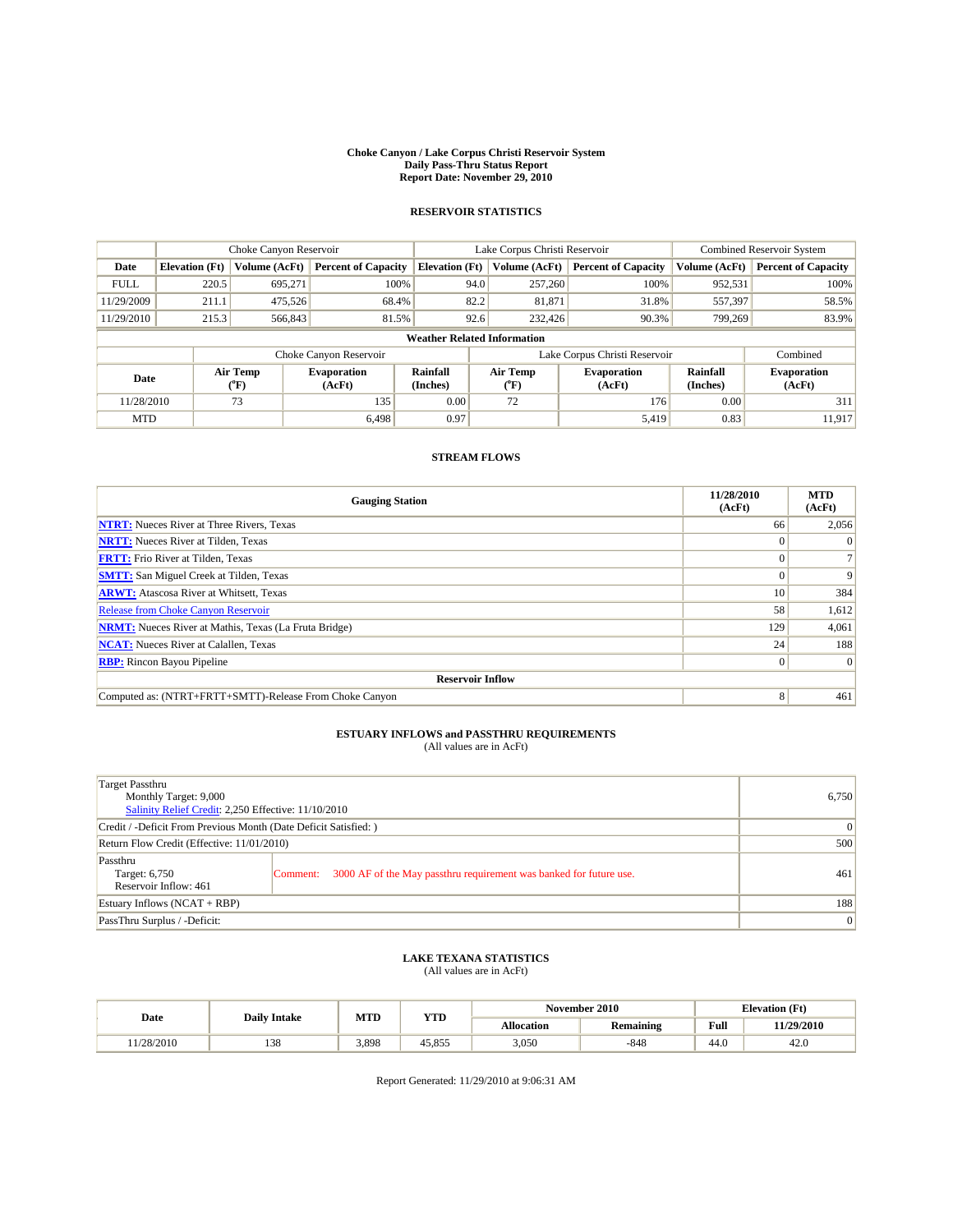**Choke Canyon / Lake Corpus Christi Reservoir System**
**Daily Pass-Thru Status Report**
**Report Date: November 29, 2010**

## RESERVOIR STATISTICS

| | Choke Canyon Reservoir | | | Lake Corpus Christi Reservoir | | | Combined Reservoir System | |
|---|---|---|---|---|---|---|---|---|
| Date | Elevation (Ft) | Volume (AcFt) | Percent of Capacity | Elevation (Ft) | Volume (AcFt) | Percent of Capacity | Volume (AcFt) | Percent of Capacity |
| FULL | 220.5 | 695,271 | 100% | 94.0 | 257,260 | 100% | 952,531 | 100% |
| 11/29/2009 | 211.1 | 475,526 | 68.4% | 82.2 | 81,871 | 31.8% | 557,397 | 58.5% |
| 11/29/2010 | 215.3 | 566,843 | 81.5% | 92.6 | 232,426 | 90.3% | 799,269 | 83.9% |

**Weather Related Information**

| | Choke Canyon Reservoir | | | Lake Corpus Christi Reservoir | | | Combined |
|---|---|---|---|---|---|---|---|
| Date | Air Temp (°F) | Evaporation (AcFt) | Rainfall (Inches) | Air Temp (°F) | Evaporation (AcFt) | Rainfall (Inches) | Evaporation (AcFt) |
| 11/28/2010 | 73 | 135 | 0.00 | 72 | 176 | 0.00 | 311 |
| MTD | | 6,498 | 0.97 | | 5,419 | 0.83 | 11,917 |

## STREAM FLOWS

| Gauging Station | 11/28/2010 (AcFt) | MTD (AcFt) |
|---|---|---|
| NTRT: Nueces River at Three Rivers, Texas | 66 | 2,056 |
| NRTT: Nueces River at Tilden, Texas | 0 | 0 |
| FRTT: Frio River at Tilden, Texas | 0 | 7 |
| SMTT: San Miguel Creek at Tilden, Texas | 0 | 9 |
| ARWT: Atascosa River at Whitsett, Texas | 10 | 384 |
| Release from Choke Canyon Reservoir | 58 | 1,612 |
| NRMT: Nueces River at Mathis, Texas (La Fruta Bridge) | 129 | 4,061 |
| NCAT: Nueces River at Calallen, Texas | 24 | 188 |
| RBP: Rincon Bayou Pipeline | 0 | 0 |
| **Reservoir Inflow** | | |
| Computed as: (NTRT+FRTT+SMTT)-Release From Choke Canyon | 8 | 461 |

## ESTUARY INFLOWS and PASSTHRU REQUIREMENTS
(All values are in AcFt)

| | | |
|---|---|---|
| Target Passthru<br>Monthly Target: 9,000<br>Salinity Relief Credit: 2,250 Effective: 11/10/2010 | | 6,750 |
| Credit / -Deficit From Previous Month (Date Deficit Satisfied: ) | | 0 |
| Return Flow Credit (Effective: 11/01/2010) | | 500 |
| Passthru<br>Target: 6,750<br>Reservoir Inflow: 461 | Comment: 3000 AF of the May passthru requirement was banked for future use. | 461 |
| Estuary Inflows (NCAT + RBP) | | 188 |
| PassThru Surplus / -Deficit: | | 0 |

## LAKE TEXANA STATISTICS
(All values are in AcFt)

| Date | Daily Intake | MTD | YTD | November 2010 | | Elevation (Ft) | |
|---|---|---|---|---|---|---|---|
| | | | | Allocation | Remaining | Full | 11/29/2010 |
| 11/28/2010 | 138 | 3,898 | 45,855 | 3,050 | -848 | 44.0 | 42.0 |

Report Generated: 11/29/2010 at 9:06:31 AM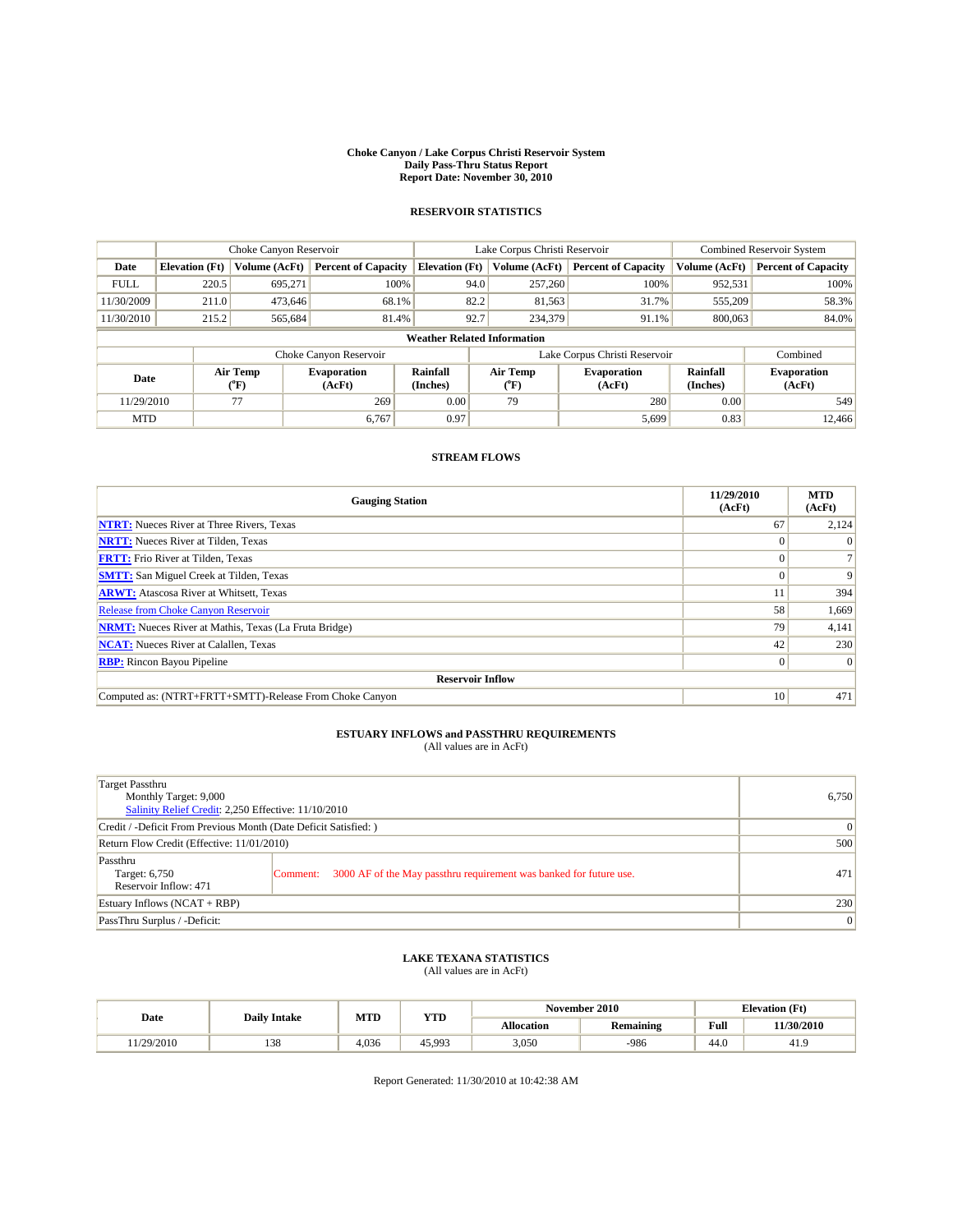**Choke Canyon / Lake Corpus Christi Reservoir System**
**Daily Pass-Thru Status Report**
**Report Date: November 30, 2010**

## RESERVOIR STATISTICS

| | Choke Canyon Reservoir | | | Lake Corpus Christi Reservoir | | | Combined Reservoir System | |
|---|---|---|---|---|---|---|---|---|
| Date | Elevation (Ft) | Volume (AcFt) | Percent of Capacity | Elevation (Ft) | Volume (AcFt) | Percent of Capacity | Volume (AcFt) | Percent of Capacity |
| FULL | 220.5 | 695,271 | 100% | 94.0 | 257,260 | 100% | 952,531 | 100% |
| 11/30/2009 | 211.0 | 473,646 | 68.1% | 82.2 | 81,563 | 31.7% | 555,209 | 58.3% |
| 11/30/2010 | 215.2 | 565,684 | 81.4% | 92.7 | 234,379 | 91.1% | 800,063 | 84.0% |

**Weather Related Information**

| | Choke Canyon Reservoir | | | Lake Corpus Christi Reservoir | | | Combined |
|---|---|---|---|---|---|---|---|
| Date | Air Temp (°F) | Evaporation (AcFt) | Rainfall (Inches) | Air Temp (°F) | Evaporation (AcFt) | Rainfall (Inches) | Evaporation (AcFt) |
| 11/29/2010 | 77 | 269 | 0.00 | 79 | 280 | 0.00 | 549 |
| MTD | | 6,767 | 0.97 | | 5,699 | 0.83 | 12,466 |

## STREAM FLOWS

| Gauging Station | 11/29/2010 (AcFt) | MTD (AcFt) |
|---|---|---|
| NTRT: Nueces River at Three Rivers, Texas | 67 | 2,124 |
| NRTT: Nueces River at Tilden, Texas | 0 | 0 |
| FRTT: Frio River at Tilden, Texas | 0 | 7 |
| SMTT: San Miguel Creek at Tilden, Texas | 0 | 9 |
| ARWT: Atascosa River at Whitsett, Texas | 11 | 394 |
| Release from Choke Canyon Reservoir | 58 | 1,669 |
| NRMT: Nueces River at Mathis, Texas (La Fruta Bridge) | 79 | 4,141 |
| NCAT: Nueces River at Calallen, Texas | 42 | 230 |
| RBP: Rincon Bayou Pipeline | 0 | 0 |
| **Reservoir Inflow** | | |
| Computed as: (NTRT+FRTT+SMTT)-Release From Choke Canyon | 10 | 471 |

## ESTUARY INFLOWS and PASSTHRU REQUIREMENTS
(All values are in AcFt)

| | | |
|---|---|---|
| Target Passthru<br>Monthly Target: 9,000<br>Salinity Relief Credit: 2,250 Effective: 11/10/2010 | | 6,750 |
| Credit / -Deficit From Previous Month (Date Deficit Satisfied: ) | | 0 |
| Return Flow Credit (Effective: 11/01/2010) | | 500 |
| Passthru<br>Target: 6,750<br>Reservoir Inflow: 471 | Comment: 3000 AF of the May passthru requirement was banked for future use. | 471 |
| Estuary Inflows (NCAT + RBP) | | 230 |
| PassThru Surplus / -Deficit: | | 0 |

## LAKE TEXANA STATISTICS
(All values are in AcFt)

| Date | Daily Intake | MTD | YTD | November 2010 | | Elevation (Ft) | |
|---|---|---|---|---|---|---|---|
| | | | | Allocation | Remaining | Full | 11/30/2010 |
| 11/29/2010 | 138 | 4,036 | 45,993 | 3,050 | -986 | 44.0 | 41.9 |

Report Generated: 11/30/2010 at 10:42:38 AM